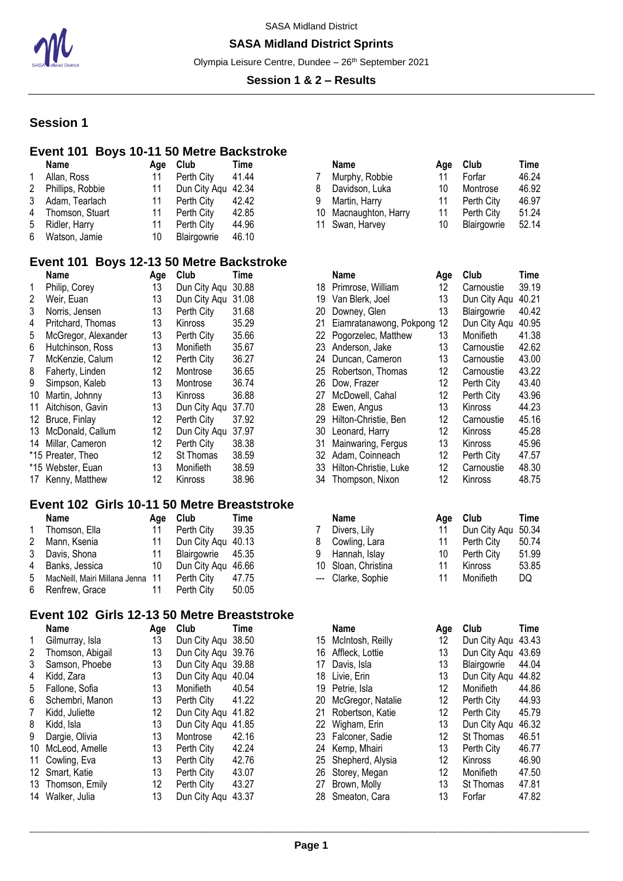SASA Midland District

**SASA Midland District Sprints**

Olympia Leisure Centre, Dundee – 26th September 2021

**Session 1 & 2 – Results**

## Session 1

### Event 101 Boys 10-11 50 Metre Backstroke

| | Name | Age | Club | Time |
|---|---|---|---|---|
| 1 | Allan, Ross | 11 | Perth City | 41.44 |
| 2 | Phillips, Robbie | 11 | Dun City Aqu | 42.34 |
| 3 | Adam, Tearlach | 11 | Perth City | 42.42 |
| 4 | Thomson, Stuart | 11 | Perth City | 42.85 |
| 5 | Ridler, Harry | 11 | Perth City | 44.96 |
| 6 | Watson, Jamie | 10 | Blairgowrie | 46.10 |
| 7 | Murphy, Robbie | 11 | Forfar | 46.24 |
| 8 | Davidson, Luka | 10 | Montrose | 46.92 |
| 9 | Martin, Harry | 11 | Perth City | 46.97 |
| 10 | Macnaughton, Harry | 11 | Perth City | 51.24 |
| 11 | Swan, Harvey | 10 | Blairgowrie | 52.14 |

### Event 101 Boys 12-13 50 Metre Backstroke

| | Name | Age | Club | Time |
|---|---|---|---|---|
| 1 | Philip, Corey | 13 | Dun City Aqu | 30.88 |
| 2 | Weir, Euan | 13 | Dun City Aqu | 31.08 |
| 3 | Norris, Jensen | 13 | Perth City | 31.68 |
| 4 | Pritchard, Thomas | 13 | Kinross | 35.29 |
| 5 | McGregor, Alexander | 13 | Perth City | 35.66 |
| 6 | Hutchinson, Ross | 13 | Monifieth | 35.67 |
| 7 | McKenzie, Calum | 12 | Perth City | 36.27 |
| 8 | Faherty, Linden | 12 | Montrose | 36.65 |
| 9 | Simpson, Kaleb | 13 | Montrose | 36.74 |
| 10 | Martin, Johnny | 13 | Kinross | 36.88 |
| 11 | Aitchison, Gavin | 13 | Dun City Aqu | 37.70 |
| 12 | Bruce, Finlay | 12 | Perth City | 37.92 |
| 13 | McDonald, Callum | 12 | Dun City Aqu | 37.97 |
| 14 | Millar, Cameron | 12 | Perth City | 38.38 |
| *15 | Preater, Theo | 12 | St Thomas | 38.59 |
| *15 | Webster, Euan | 13 | Monifieth | 38.59 |
| 17 | Kenny, Matthew | 12 | Kinross | 38.96 |
| 18 | Primrose, William | 12 | Carnoustie | 39.19 |
| 19 | Van Blerk, Joel | 13 | Dun City Aqu | 40.21 |
| 20 | Downey, Glen | 13 | Blairgowrie | 40.42 |
| 21 | Eiamratanawong, Pokpong | 12 | Dun City Aqu | 40.95 |
| 22 | Pogorzelec, Matthew | 13 | Monifieth | 41.38 |
| 23 | Anderson, Jake | 13 | Carnoustie | 42.62 |
| 24 | Duncan, Cameron | 13 | Carnoustie | 43.00 |
| 25 | Robertson, Thomas | 12 | Carnoustie | 43.22 |
| 26 | Dow, Frazer | 12 | Perth City | 43.40 |
| 27 | McDowell, Cahal | 12 | Perth City | 43.96 |
| 28 | Ewen, Angus | 13 | Kinross | 44.23 |
| 29 | Hilton-Christie, Ben | 12 | Carnoustie | 45.16 |
| 30 | Leonard, Harry | 12 | Kinross | 45.28 |
| 31 | Mainwaring, Fergus | 13 | Kinross | 45.96 |
| 32 | Adam, Coinneach | 12 | Perth City | 47.57 |
| 33 | Hilton-Christie, Luke | 12 | Carnoustie | 48.30 |
| 34 | Thompson, Nixon | 12 | Kinross | 48.75 |

### Event 102 Girls 10-11 50 Metre Breaststroke

| | Name | Age | Club | Time |
|---|---|---|---|---|
| 1 | Thomson, Ella | 11 | Perth City | 39.35 |
| 2 | Mann, Ksenia | 11 | Dun City Aqu | 40.13 |
| 3 | Davis, Shona | 11 | Blairgowrie | 45.35 |
| 4 | Banks, Jessica | 10 | Dun City Aqu | 46.66 |
| 5 | MacNeill, Mairi Millana Jenna | 11 | Perth City | 47.75 |
| 6 | Renfrew, Grace | 11 | Perth City | 50.05 |
| 7 | Divers, Lily | 11 | Dun City Aqu | 50.34 |
| 8 | Cowling, Lara | 11 | Perth City | 50.74 |
| 9 | Hannah, Islay | 10 | Perth City | 51.99 |
| 10 | Sloan, Christina | 11 | Kinross | 53.85 |
| --- | Clarke, Sophie | 11 | Monifieth | DQ |

### Event 102 Girls 12-13 50 Metre Breaststroke

| | Name | Age | Club | Time |
|---|---|---|---|---|
| 1 | Gilmurray, Isla | 13 | Dun City Aqu | 38.50 |
| 2 | Thomson, Abigail | 13 | Dun City Aqu | 39.76 |
| 3 | Samson, Phoebe | 13 | Dun City Aqu | 39.88 |
| 4 | Kidd, Zara | 13 | Dun City Aqu | 40.04 |
| 5 | Fallone, Sofia | 13 | Monifieth | 40.54 |
| 6 | Schembri, Manon | 13 | Perth City | 41.22 |
| 7 | Kidd, Juliette | 12 | Dun City Aqu | 41.82 |
| 8 | Kidd, Isla | 13 | Dun City Aqu | 41.85 |
| 9 | Dargie, Olivia | 13 | Montrose | 42.16 |
| 10 | McLeod, Amelle | 13 | Perth City | 42.24 |
| 11 | Cowling, Eva | 13 | Perth City | 42.76 |
| 12 | Smart, Katie | 13 | Perth City | 43.07 |
| 13 | Thomson, Emily | 12 | Perth City | 43.27 |
| 14 | Walker, Julia | 13 | Dun City Aqu | 43.37 |
| 15 | McIntosh, Reilly | 12 | Dun City Aqu | 43.43 |
| 16 | Affleck, Lottie | 13 | Dun City Aqu | 43.69 |
| 17 | Davis, Isla | 13 | Blairgowrie | 44.04 |
| 18 | Livie, Erin | 13 | Dun City Aqu | 44.82 |
| 19 | Petrie, Isla | 12 | Monifieth | 44.86 |
| 20 | McGregor, Natalie | 12 | Perth City | 44.93 |
| 21 | Robertson, Katie | 12 | Perth City | 45.79 |
| 22 | Wigham, Erin | 13 | Dun City Aqu | 46.32 |
| 23 | Falconer, Sadie | 12 | St Thomas | 46.51 |
| 24 | Kemp, Mhairi | 13 | Perth City | 46.77 |
| 25 | Shepherd, Alysia | 12 | Kinross | 46.90 |
| 26 | Storey, Megan | 12 | Monifieth | 47.50 |
| 27 | Brown, Molly | 13 | St Thomas | 47.81 |
| 28 | Smeaton, Cara | 13 | Forfar | 47.82 |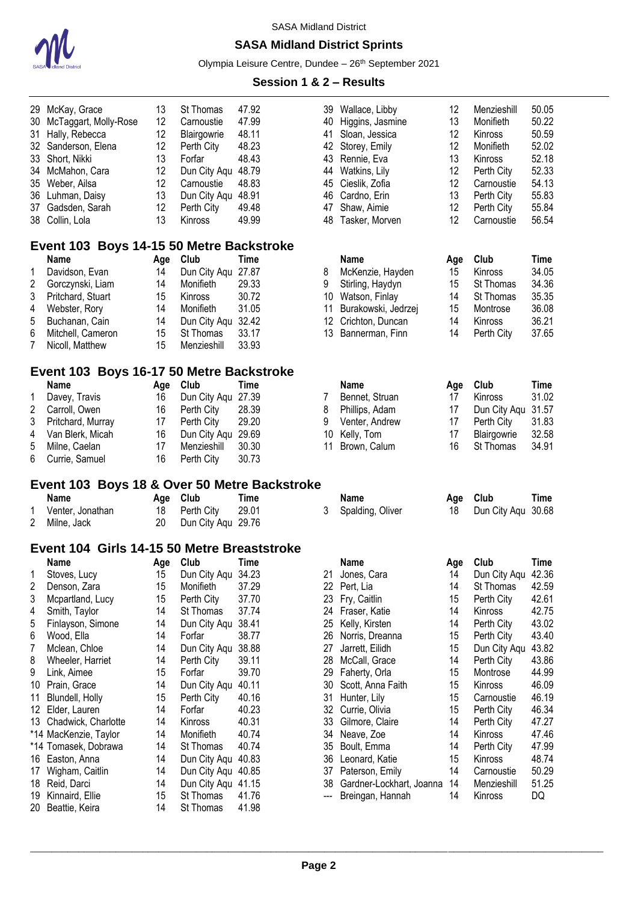| | Name | Age | Club | Time |
|---|---|---|---|---|
| 29 | McKay, Grace | 13 | St Thomas | 47.92 |
| 30 | McTaggart, Molly-Rose | 12 | Carnoustie | 47.99 |
| 31 | Hally, Rebecca | 12 | Blairgowrie | 48.11 |
| 32 | Sanderson, Elena | 12 | Perth City | 48.23 |
| 33 | Short, Nikki | 13 | Forfar | 48.43 |
| 34 | McMahon, Cara | 12 | Dun City Aqu | 48.79 |
| 35 | Weber, Ailsa | 12 | Carnoustie | 48.83 |
| 36 | Luhman, Daisy | 13 | Dun City Aqu | 48.91 |
| 37 | Gadsden, Sarah | 12 | Perth City | 49.48 |
| 38 | Collin, Lola | 13 | Kinross | 49.99 |
| 39 | Wallace, Libby | 12 | Menzieshill | 50.05 |
| 40 | Higgins, Jasmine | 13 | Monifieth | 50.22 |
| 41 | Sloan, Jessica | 12 | Kinross | 50.59 |
| 42 | Storey, Emily | 12 | Monifieth | 52.02 |
| 43 | Rennie, Eva | 13 | Kinross | 52.18 |
| 44 | Watkins, Lily | 12 | Perth City | 52.33 |
| 45 | Cieslik, Zofia | 12 | Carnoustie | 54.13 |
| 46 | Cardno, Erin | 13 | Perth City | 55.83 |
| 47 | Shaw, Aimie | 12 | Perth City | 55.84 |
| 48 | Tasker, Morven | 12 | Carnoustie | 56.54 |

## Event 103 Boys 14-15 50 Metre Backstroke

| | Name | Age | Club | Time |
|---|---|---|---|---|
| 1 | Davidson, Evan | 14 | Dun City Aqu | 27.87 |
| 2 | Gorczynski, Liam | 14 | Monifieth | 29.33 |
| 3 | Pritchard, Stuart | 15 | Kinross | 30.72 |
| 4 | Webster, Rory | 14 | Monifieth | 31.05 |
| 5 | Buchanan, Cain | 14 | Dun City Aqu | 32.42 |
| 6 | Mitchell, Cameron | 15 | St Thomas | 33.17 |
| 7 | Nicoll, Matthew | 15 | Menzieshill | 33.93 |
| 8 | McKenzie, Hayden | 15 | Kinross | 34.05 |
| 9 | Stirling, Haydyn | 15 | St Thomas | 34.36 |
| 10 | Watson, Finlay | 14 | St Thomas | 35.35 |
| 11 | Burakowski, Jedrzej | 15 | Montrose | 36.08 |
| 12 | Crichton, Duncan | 14 | Kinross | 36.21 |
| 13 | Bannerman, Finn | 14 | Perth City | 37.65 |

## Event 103 Boys 16-17 50 Metre Backstroke

| | Name | Age | Club | Time |
|---|---|---|---|---|
| 1 | Davey, Travis | 16 | Dun City Aqu | 27.39 |
| 2 | Carroll, Owen | 16 | Perth City | 28.39 |
| 3 | Pritchard, Murray | 17 | Perth City | 29.20 |
| 4 | Van Blerk, Micah | 16 | Dun City Aqu | 29.69 |
| 5 | Milne, Caelan | 17 | Menzieshill | 30.30 |
| 6 | Currie, Samuel | 16 | Perth City | 30.73 |
| 7 | Bennet, Struan | 17 | Kinross | 31.02 |
| 8 | Phillips, Adam | 17 | Dun City Aqu | 31.57 |
| 9 | Venter, Andrew | 17 | Perth City | 31.83 |
| 10 | Kelly, Tom | 17 | Blairgowrie | 32.58 |
| 11 | Brown, Calum | 16 | St Thomas | 34.91 |

## Event 103 Boys 18 & Over 50 Metre Backstroke

| | Name | Age | Club | Time |
|---|---|---|---|---|
| 1 | Venter, Jonathan | 18 | Perth City | 29.01 |
| 2 | Milne, Jack | 20 | Dun City Aqu | 29.76 |
| 3 | Spalding, Oliver | 18 | Dun City Aqu | 30.68 |

## Event 104 Girls 14-15 50 Metre Breaststroke

| | Name | Age | Club | Time |
|---|---|---|---|---|
| 1 | Stoves, Lucy | 15 | Dun City Aqu | 34.23 |
| 2 | Denson, Zara | 15 | Monifieth | 37.29 |
| 3 | Mcpartland, Lucy | 15 | Perth City | 37.70 |
| 4 | Smith, Taylor | 14 | St Thomas | 37.74 |
| 5 | Finlayson, Simone | 14 | Dun City Aqu | 38.41 |
| 6 | Wood, Ella | 14 | Forfar | 38.77 |
| 7 | Mclean, Chloe | 14 | Dun City Aqu | 38.88 |
| 8 | Wheeler, Harriet | 14 | Perth City | 39.11 |
| 9 | Link, Aimee | 15 | Forfar | 39.70 |
| 10 | Prain, Grace | 14 | Dun City Aqu | 40.11 |
| 11 | Blundell, Holly | 15 | Perth City | 40.16 |
| 12 | Elder, Lauren | 14 | Forfar | 40.23 |
| 13 | Chadwick, Charlotte | 14 | Kinross | 40.31 |
| *14 | MacKenzie, Taylor | 14 | Monifieth | 40.74 |
| *14 | Tomasek, Dobrawa | 14 | St Thomas | 40.74 |
| 16 | Easton, Anna | 14 | Dun City Aqu | 40.83 |
| 17 | Wigham, Caitlin | 14 | Dun City Aqu | 40.85 |
| 18 | Reid, Darci | 14 | Dun City Aqu | 41.15 |
| 19 | Kinnaird, Ellie | 15 | St Thomas | 41.76 |
| 20 | Beattie, Keira | 14 | St Thomas | 41.98 |
| 21 | Jones, Cara | 14 | Dun City Aqu | 42.36 |
| 22 | Pert, Lia | 14 | St Thomas | 42.59 |
| 23 | Fry, Caitlin | 15 | Perth City | 42.61 |
| 24 | Fraser, Katie | 14 | Kinross | 42.75 |
| 25 | Kelly, Kirsten | 14 | Perth City | 43.02 |
| 26 | Norris, Dreanna | 15 | Perth City | 43.40 |
| 27 | Jarrett, Eilidh | 15 | Dun City Aqu | 43.82 |
| 28 | McCall, Grace | 14 | Perth City | 43.86 |
| 29 | Faherty, Orla | 15 | Montrose | 44.99 |
| 30 | Scott, Anna Faith | 15 | Kinross | 46.09 |
| 31 | Hunter, Lily | 15 | Carnoustie | 46.19 |
| 32 | Currie, Olivia | 15 | Perth City | 46.34 |
| 33 | Gilmore, Claire | 14 | Perth City | 47.27 |
| 34 | Neave, Zoe | 14 | Kinross | 47.46 |
| 35 | Boult, Emma | 14 | Perth City | 47.99 |
| 36 | Leonard, Katie | 15 | Kinross | 48.74 |
| 37 | Paterson, Emily | 14 | Carnoustie | 50.29 |
| 38 | Gardner-Lockhart, Joanna | 14 | Menzieshill | 51.25 |
| --- | Breingan, Hannah | 14 | Kinross | DQ |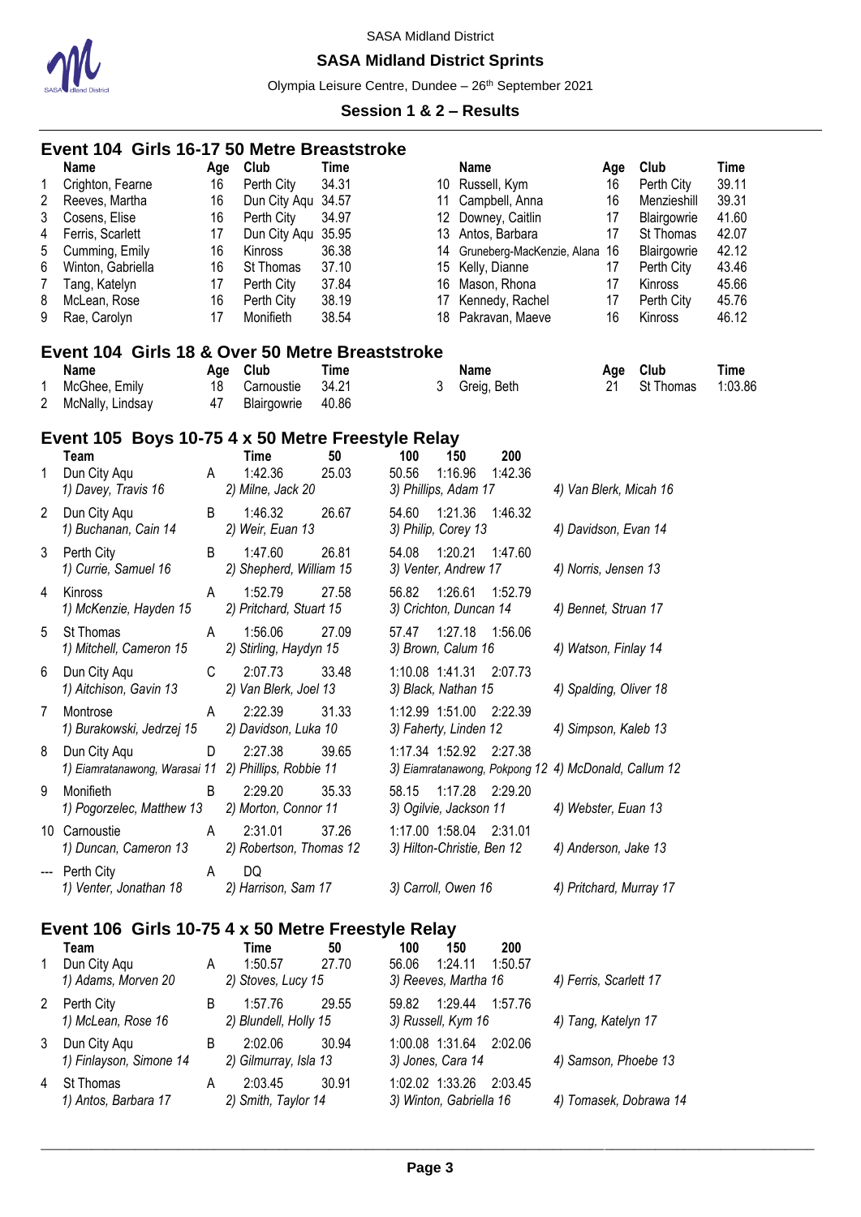SASA Midland District

## SASA Midland District Sprints

Olympia Leisure Centre, Dundee – 26th September 2021

### Session 1 & 2 – Results

## Event 104 Girls 16-17 50 Metre Breaststroke

| | Name | Age | Club | Time |
|---|---|---|---|---|
| 1 | Crighton, Fearne | 16 | Perth City | 34.31 |
| 2 | Reeves, Martha | 16 | Dun City Aqu | 34.57 |
| 3 | Cosens, Elise | 16 | Perth City | 34.97 |
| 4 | Ferris, Scarlett | 17 | Dun City Aqu | 35.95 |
| 5 | Cumming, Emily | 16 | Kinross | 36.38 |
| 6 | Winton, Gabriella | 16 | St Thomas | 37.10 |
| 7 | Tang, Katelyn | 17 | Perth City | 37.84 |
| 8 | McLean, Rose | 16 | Perth City | 38.19 |
| 9 | Rae, Carolyn | 17 | Monifieth | 38.54 |
| 10 | Russell, Kym | 16 | Perth City | 39.11 |
| 11 | Campbell, Anna | 16 | Menzieshill | 39.31 |
| 12 | Downey, Caitlin | 17 | Blairgowrie | 41.60 |
| 13 | Antos, Barbara | 17 | St Thomas | 42.07 |
| 14 | Gruneberg-MacKenzie, Alana | 16 | Blairgowrie | 42.12 |
| 15 | Kelly, Dianne | 17 | Perth City | 43.46 |
| 16 | Mason, Rhona | 17 | Kinross | 45.66 |
| 17 | Kennedy, Rachel | 17 | Perth City | 45.76 |
| 18 | Pakravan, Maeve | 16 | Kinross | 46.12 |

## Event 104 Girls 18 & Over 50 Metre Breaststroke

| | Name | Age | Club | Time |
|---|---|---|---|---|
| 1 | McGhee, Emily | 18 | Carnoustie | 34.21 |
| 2 | McNally, Lindsay | 47 | Blairgowrie | 40.86 |
| 3 | Greig, Beth | 21 | St Thomas | 1:03.86 |

## Event 105 Boys 10-75 4 x 50 Metre Freestyle Relay

| | Team | | Time | 50 | 100 | 150 | 200 | |
|---|---|---|---|---|---|---|---|---|
| 1 | Dun City Aqu | A | 1:42.36 | 25.03 | 50.56 | 1:16.96 | 1:42.36 | |
| | 1) Davey, Travis 16 | | 2) Milne, Jack 20 | | 3) Phillips, Adam 17 | | | 4) Van Blerk, Micah 16 |
| 2 | Dun City Aqu | B | 1:46.32 | 26.67 | 54.60 | 1:21.36 | 1:46.32 | |
| | 1) Buchanan, Cain 14 | | 2) Weir, Euan 13 | | 3) Philip, Corey 13 | | | 4) Davidson, Evan 14 |
| 3 | Perth City | B | 1:47.60 | 26.81 | 54.08 | 1:20.21 | 1:47.60 | |
| | 1) Currie, Samuel 16 | | 2) Shepherd, William 15 | | 3) Venter, Andrew 17 | | | 4) Norris, Jensen 13 |
| 4 | Kinross | A | 1:52.79 | 27.58 | 56.82 | 1:26.61 | 1:52.79 | |
| | 1) McKenzie, Hayden 15 | | 2) Pritchard, Stuart 15 | | 3) Crichton, Duncan 14 | | | 4) Bennet, Struan 17 |
| 5 | St Thomas | A | 1:56.06 | 27.09 | 57.47 | 1:27.18 | 1:56.06 | |
| | 1) Mitchell, Cameron 15 | | 2) Stirling, Haydyn 15 | | 3) Brown, Calum 16 | | | 4) Watson, Finlay 14 |
| 6 | Dun City Aqu | C | 2:07.73 | 33.48 | 1:10.08 | 1:41.31 | 2:07.73 | |
| | 1) Aitchison, Gavin 13 | | 2) Van Blerk, Joel 13 | | 3) Black, Nathan 15 | | | 4) Spalding, Oliver 18 |
| 7 | Montrose | A | 2:22.39 | 31.33 | 1:12.99 | 1:51.00 | 2:22.39 | |
| | 1) Burakowski, Jedrzej 15 | | 2) Davidson, Luka 10 | | 3) Faherty, Linden 12 | | | 4) Simpson, Kaleb 13 |
| 8 | Dun City Aqu | D | 2:27.38 | 39.65 | 1:17.34 | 1:52.92 | 2:27.38 | |
| | 1) Eiamratanawong, Warasai 11 | | 2) Phillips, Robbie 11 | | 3) Eiamratanawong, Pokpong 12 | | | 4) McDonald, Callum 12 |
| 9 | Monifieth | B | 2:29.20 | 35.33 | 58.15 | 1:17.28 | 2:29.20 | |
| | 1) Pogorzelec, Matthew 13 | | 2) Morton, Connor 11 | | 3) Ogilvie, Jackson 11 | | | 4) Webster, Euan 13 |
| 10 | Carnoustie | A | 2:31.01 | 37.26 | 1:17.00 | 1:58.04 | 2:31.01 | |
| | 1) Duncan, Cameron 13 | | 2) Robertson, Thomas 12 | | 3) Hilton-Christie, Ben 12 | | | 4) Anderson, Jake 13 |
| --- | Perth City | A | DQ | | | | | |
| | 1) Venter, Jonathan 18 | | 2) Harrison, Sam 17 | | 3) Carroll, Owen 16 | | | 4) Pritchard, Murray 17 |

## Event 106 Girls 10-75 4 x 50 Metre Freestyle Relay

| | Team | | Time | 50 | 100 | 150 | 200 | |
|---|---|---|---|---|---|---|---|---|
| 1 | Dun City Aqu | A | 1:50.57 | 27.70 | 56.06 | 1:24.11 | 1:50.57 | |
| | 1) Adams, Morven 20 | | 2) Stoves, Lucy 15 | | 3) Reeves, Martha 16 | | | 4) Ferris, Scarlett 17 |
| 2 | Perth City | B | 1:57.76 | 29.55 | 59.82 | 1:29.44 | 1:57.76 | |
| | 1) McLean, Rose 16 | | 2) Blundell, Holly 15 | | 3) Russell, Kym 16 | | | 4) Tang, Katelyn 17 |
| 3 | Dun City Aqu | B | 2:02.06 | 30.94 | 1:00.08 | 1:31.64 | 2:02.06 | |
| | 1) Finlayson, Simone 14 | | 2) Gilmurray, Isla 13 | | 3) Jones, Cara 14 | | | 4) Samson, Phoebe 13 |
| 4 | St Thomas | A | 2:03.45 | 30.91 | 1:02.02 | 1:33.26 | 2:03.45 | |
| | 1) Antos, Barbara 17 | | 2) Smith, Taylor 14 | | 3) Winton, Gabriella 16 | | | 4) Tomasek, Dobrawa 14 |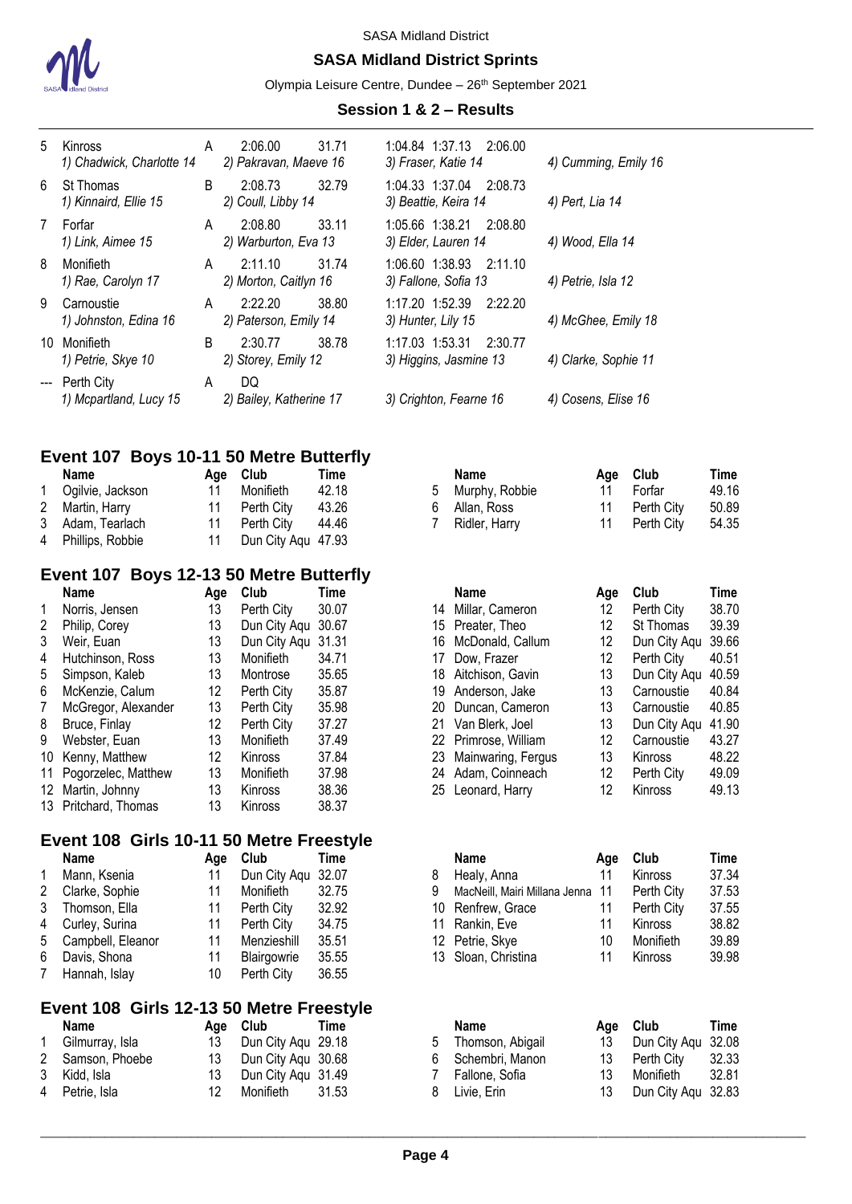| | Team | Relay | Time | | Splits | | | |
|---|---|---|---|---|---|---|---|---|
| 5 | Kinross | A | 2:06.00 | 31.71 | 1:04.84 1:37.13 2:06.00 | | | |
| | 1) Chadwick, Charlotte 14 | | 2) Pakravan, Maeve 16 | | 3) Fraser, Katie 14 | | 4) Cumming, Emily 16 | |
| 6 | St Thomas | B | 2:08.73 | 32.79 | 1:04.33 1:37.04 2:08.73 | | | |
| | 1) Kinnaird, Ellie 15 | | 2) Coull, Libby 14 | | 3) Beattie, Keira 14 | | 4) Pert, Lia 14 | |
| 7 | Forfar | A | 2:08.80 | 33.11 | 1:05.66 1:38.21 2:08.80 | | | |
| | 1) Link, Aimee 15 | | 2) Warburton, Eva 13 | | 3) Elder, Lauren 14 | | 4) Wood, Ella 14 | |
| 8 | Monifieth | A | 2:11.10 | 31.74 | 1:06.60 1:38.93 2:11.10 | | | |
| | 1) Rae, Carolyn 17 | | 2) Morton, Caitlyn 16 | | 3) Fallone, Sofia 13 | | 4) Petrie, Isla 12 | |
| 9 | Carnoustie | A | 2:22.20 | 38.80 | 1:17.20 1:52.39 2:22.20 | | | |
| | 1) Johnston, Edina 16 | | 2) Paterson, Emily 14 | | 3) Hunter, Lily 15 | | 4) McGhee, Emily 18 | |
| 10 | Monifieth | B | 2:30.77 | 38.78 | 1:17.03 1:53.31 2:30.77 | | | |
| | 1) Petrie, Skye 10 | | 2) Storey, Emily 12 | | 3) Higgins, Jasmine 13 | | 4) Clarke, Sophie 11 | |
| --- | Perth City | A | DQ | | | | | |
| | 1) Mcpartland, Lucy 15 | | 2) Bailey, Katherine 17 | | 3) Crighton, Fearne 16 | | 4) Cosens, Elise 16 | |

## Event 107 Boys 10-11 50 Metre Butterfly

| | Name | Age | Club | Time |
|---|---|---|---|---|
| 1 | Ogilvie, Jackson | 11 | Monifieth | 42.18 |
| 2 | Martin, Harry | 11 | Perth City | 43.26 |
| 3 | Adam, Tearlach | 11 | Perth City | 44.46 |
| 4 | Phillips, Robbie | 11 | Dun City Aqu | 47.93 |
| 5 | Murphy, Robbie | 11 | Forfar | 49.16 |
| 6 | Allan, Ross | 11 | Perth City | 50.89 |
| 7 | Ridler, Harry | 11 | Perth City | 54.35 |

## Event 107 Boys 12-13 50 Metre Butterfly

| | Name | Age | Club | Time |
|---|---|---|---|---|
| 1 | Norris, Jensen | 13 | Perth City | 30.07 |
| 2 | Philip, Corey | 13 | Dun City Aqu | 30.67 |
| 3 | Weir, Euan | 13 | Dun City Aqu | 31.31 |
| 4 | Hutchinson, Ross | 13 | Monifieth | 34.71 |
| 5 | Simpson, Kaleb | 13 | Montrose | 35.65 |
| 6 | McKenzie, Calum | 12 | Perth City | 35.87 |
| 7 | McGregor, Alexander | 13 | Perth City | 35.98 |
| 8 | Bruce, Finlay | 12 | Perth City | 37.27 |
| 9 | Webster, Euan | 13 | Monifieth | 37.49 |
| 10 | Kenny, Matthew | 12 | Kinross | 37.84 |
| 11 | Pogorzelec, Matthew | 13 | Monifieth | 37.98 |
| 12 | Martin, Johnny | 13 | Kinross | 38.36 |
| 13 | Pritchard, Thomas | 13 | Kinross | 38.37 |
| 14 | Millar, Cameron | 12 | Perth City | 38.70 |
| 15 | Preater, Theo | 12 | St Thomas | 39.39 |
| 16 | McDonald, Callum | 12 | Dun City Aqu | 39.66 |
| 17 | Dow, Frazer | 12 | Perth City | 40.51 |
| 18 | Aitchison, Gavin | 13 | Dun City Aqu | 40.59 |
| 19 | Anderson, Jake | 13 | Carnoustie | 40.84 |
| 20 | Duncan, Cameron | 13 | Carnoustie | 40.85 |
| 21 | Van Blerk, Joel | 13 | Dun City Aqu | 41.90 |
| 22 | Primrose, William | 12 | Carnoustie | 43.27 |
| 23 | Mainwaring, Fergus | 13 | Kinross | 48.22 |
| 24 | Adam, Coinneach | 12 | Perth City | 49.09 |
| 25 | Leonard, Harry | 12 | Kinross | 49.13 |

## Event 108 Girls 10-11 50 Metre Freestyle

| | Name | Age | Club | Time |
|---|---|---|---|---|
| 1 | Mann, Ksenia | 11 | Dun City Aqu | 32.07 |
| 2 | Clarke, Sophie | 11 | Monifieth | 32.75 |
| 3 | Thomson, Ella | 11 | Perth City | 32.92 |
| 4 | Curley, Surina | 11 | Perth City | 34.75 |
| 5 | Campbell, Eleanor | 11 | Menzieshill | 35.51 |
| 6 | Davis, Shona | 11 | Blairgowrie | 35.55 |
| 7 | Hannah, Islay | 10 | Perth City | 36.55 |
| 8 | Healy, Anna | 11 | Kinross | 37.34 |
| 9 | MacNeill, Mairi Millana Jenna | 11 | Perth City | 37.53 |
| 10 | Renfrew, Grace | 11 | Perth City | 37.55 |
| 11 | Rankin, Eve | 11 | Kinross | 38.82 |
| 12 | Petrie, Skye | 10 | Monifieth | 39.89 |
| 13 | Sloan, Christina | 11 | Kinross | 39.98 |

## Event 108 Girls 12-13 50 Metre Freestyle

| | Name | Age | Club | Time |
|---|---|---|---|---|
| 1 | Gilmurray, Isla | 13 | Dun City Aqu | 29.18 |
| 2 | Samson, Phoebe | 13 | Dun City Aqu | 30.68 |
| 3 | Kidd, Isla | 13 | Dun City Aqu | 31.49 |
| 4 | Petrie, Isla | 12 | Monifieth | 31.53 |
| 5 | Thomson, Abigail | 13 | Dun City Aqu | 32.08 |
| 6 | Schembri, Manon | 13 | Perth City | 32.33 |
| 7 | Fallone, Sofia | 13 | Monifieth | 32.81 |
| 8 | Livie, Erin | 13 | Dun City Aqu | 32.83 |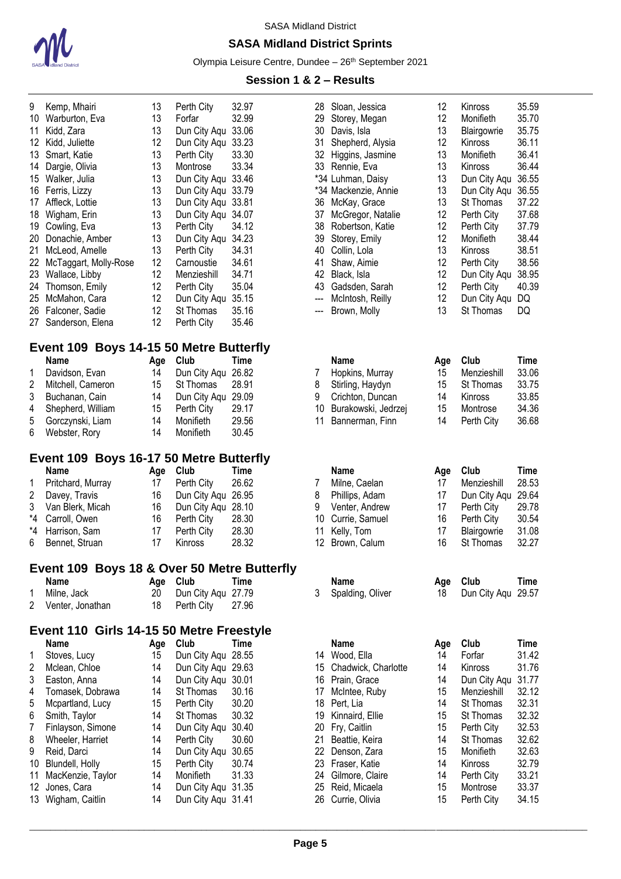| | Name | Age | Club | Time |
|---|---|---|---|---|
| 9 | Kemp, Mhairi | 13 | Perth City | 32.97 |
| 10 | Warburton, Eva | 13 | Forfar | 32.99 |
| 11 | Kidd, Zara | 13 | Dun City Aqu | 33.06 |
| 12 | Kidd, Juliette | 12 | Dun City Aqu | 33.23 |
| 13 | Smart, Katie | 13 | Perth City | 33.30 |
| 14 | Dargie, Olivia | 13 | Montrose | 33.34 |
| 15 | Walker, Julia | 13 | Dun City Aqu | 33.46 |
| 16 | Ferris, Lizzy | 13 | Dun City Aqu | 33.79 |
| 17 | Affleck, Lottie | 13 | Dun City Aqu | 33.81 |
| 18 | Wigham, Erin | 13 | Dun City Aqu | 34.07 |
| 19 | Cowling, Eva | 13 | Perth City | 34.12 |
| 20 | Donachie, Amber | 13 | Dun City Aqu | 34.23 |
| 21 | McLeod, Amelle | 13 | Perth City | 34.31 |
| 22 | McTaggart, Molly-Rose | 12 | Carnoustie | 34.61 |
| 23 | Wallace, Libby | 12 | Menzieshill | 34.71 |
| 24 | Thomson, Emily | 12 | Perth City | 35.04 |
| 25 | McMahon, Cara | 12 | Dun City Aqu | 35.15 |
| 26 | Falconer, Sadie | 12 | St Thomas | 35.16 |
| 27 | Sanderson, Elena | 12 | Perth City | 35.46 |
| 28 | Sloan, Jessica | 12 | Kinross | 35.59 |
| 29 | Storey, Megan | 12 | Monifieth | 35.70 |
| 30 | Davis, Isla | 13 | Blairgowrie | 35.75 |
| 31 | Shepherd, Alysia | 12 | Kinross | 36.11 |
| 32 | Higgins, Jasmine | 13 | Monifieth | 36.41 |
| 33 | Rennie, Eva | 13 | Kinross | 36.44 |
| *34 | Luhman, Daisy | 13 | Dun City Aqu | 36.55 |
| *34 | Mackenzie, Annie | 13 | Dun City Aqu | 36.55 |
| 36 | McKay, Grace | 13 | St Thomas | 37.22 |
| 37 | McGregor, Natalie | 12 | Perth City | 37.68 |
| 38 | Robertson, Katie | 12 | Perth City | 37.79 |
| 39 | Storey, Emily | 12 | Monifieth | 38.44 |
| 40 | Collin, Lola | 13 | Kinross | 38.51 |
| 41 | Shaw, Aimie | 12 | Perth City | 38.56 |
| 42 | Black, Isla | 12 | Dun City Aqu | 38.95 |
| 43 | Gadsden, Sarah | 12 | Perth City | 40.39 |
| --- | McIntosh, Reilly | 12 | Dun City Aqu | DQ |
| --- | Brown, Molly | 13 | St Thomas | DQ |

## Event 109 Boys 14-15 50 Metre Butterfly

| | Name | Age | Club | Time |
|---|---|---|---|---|
| 1 | Davidson, Evan | 14 | Dun City Aqu | 26.82 |
| 2 | Mitchell, Cameron | 15 | St Thomas | 28.91 |
| 3 | Buchanan, Cain | 14 | Dun City Aqu | 29.09 |
| 4 | Shepherd, William | 15 | Perth City | 29.17 |
| 5 | Gorczynski, Liam | 14 | Monifieth | 29.56 |
| 6 | Webster, Rory | 14 | Monifieth | 30.45 |
| 7 | Hopkins, Murray | 15 | Menzieshill | 33.06 |
| 8 | Stirling, Haydyn | 15 | St Thomas | 33.75 |
| 9 | Crichton, Duncan | 14 | Kinross | 33.85 |
| 10 | Burakowski, Jedrzej | 15 | Montrose | 34.36 |
| 11 | Bannerman, Finn | 14 | Perth City | 36.68 |

## Event 109 Boys 16-17 50 Metre Butterfly

| | Name | Age | Club | Time |
|---|---|---|---|---|
| 1 | Pritchard, Murray | 17 | Perth City | 26.62 |
| 2 | Davey, Travis | 16 | Dun City Aqu | 26.95 |
| 3 | Van Blerk, Micah | 16 | Dun City Aqu | 28.10 |
| *4 | Carroll, Owen | 16 | Perth City | 28.30 |
| *4 | Harrison, Sam | 17 | Perth City | 28.30 |
| 6 | Bennet, Struan | 17 | Kinross | 28.32 |
| 7 | Milne, Caelan | 17 | Menzieshill | 28.53 |
| 8 | Phillips, Adam | 17 | Dun City Aqu | 29.64 |
| 9 | Venter, Andrew | 17 | Perth City | 29.78 |
| 10 | Currie, Samuel | 16 | Perth City | 30.54 |
| 11 | Kelly, Tom | 17 | Blairgowrie | 31.08 |
| 12 | Brown, Calum | 16 | St Thomas | 32.27 |

## Event 109 Boys 18 & Over 50 Metre Butterfly

| | Name | Age | Club | Time |
|---|---|---|---|---|
| 1 | Milne, Jack | 20 | Dun City Aqu | 27.79 |
| 2 | Venter, Jonathan | 18 | Perth City | 27.96 |
| 3 | Spalding, Oliver | 18 | Dun City Aqu | 29.57 |

## Event 110 Girls 14-15 50 Metre Freestyle

| | Name | Age | Club | Time |
|---|---|---|---|---|
| 1 | Stoves, Lucy | 15 | Dun City Aqu | 28.55 |
| 2 | Mclean, Chloe | 14 | Dun City Aqu | 29.63 |
| 3 | Easton, Anna | 14 | Dun City Aqu | 30.01 |
| 4 | Tomasek, Dobrawa | 14 | St Thomas | 30.16 |
| 5 | Mcpartland, Lucy | 15 | Perth City | 30.20 |
| 6 | Smith, Taylor | 14 | St Thomas | 30.32 |
| 7 | Finlayson, Simone | 14 | Dun City Aqu | 30.40 |
| 8 | Wheeler, Harriet | 14 | Perth City | 30.60 |
| 9 | Reid, Darci | 14 | Dun City Aqu | 30.65 |
| 10 | Blundell, Holly | 15 | Perth City | 30.74 |
| 11 | MacKenzie, Taylor | 14 | Monifieth | 31.33 |
| 12 | Jones, Cara | 14 | Dun City Aqu | 31.35 |
| 13 | Wigham, Caitlin | 14 | Dun City Aqu | 31.41 |
| 14 | Wood, Ella | 14 | Forfar | 31.42 |
| 15 | Chadwick, Charlotte | 14 | Kinross | 31.76 |
| 16 | Prain, Grace | 14 | Dun City Aqu | 31.77 |
| 17 | McIntee, Ruby | 15 | Menzieshill | 32.12 |
| 18 | Pert, Lia | 14 | St Thomas | 32.31 |
| 19 | Kinnaird, Ellie | 15 | St Thomas | 32.32 |
| 20 | Fry, Caitlin | 15 | Perth City | 32.53 |
| 21 | Beattie, Keira | 14 | St Thomas | 32.62 |
| 22 | Denson, Zara | 15 | Monifieth | 32.63 |
| 23 | Fraser, Katie | 14 | Kinross | 32.79 |
| 24 | Gilmore, Claire | 14 | Perth City | 33.21 |
| 25 | Reid, Micaela | 15 | Montrose | 33.37 |
| 26 | Currie, Olivia | 15 | Perth City | 34.15 |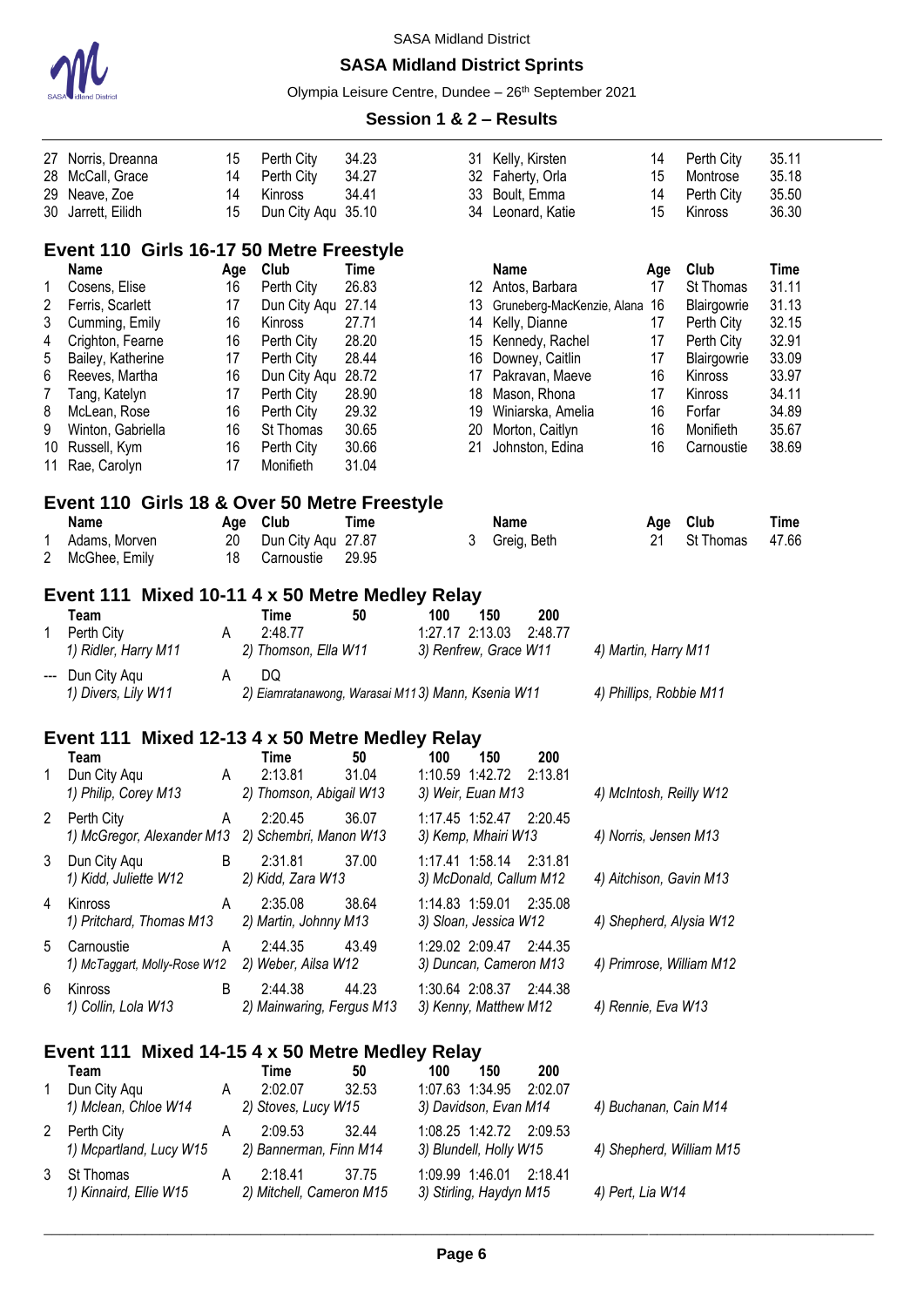| | Name | Age | Club | Time | | Name | Age | Club | Time |
|---|---|---|---|---|---|---|---|---|---|
| 27 | Norris, Dreanna | 15 | Perth City | 34.23 | 31 | Kelly, Kirsten | 14 | Perth City | 35.11 |
| 28 | McCall, Grace | 14 | Perth City | 34.27 | 32 | Faherty, Orla | 15 | Montrose | 35.18 |
| 29 | Neave, Zoe | 14 | Kinross | 34.41 | 33 | Boult, Emma | 14 | Perth City | 35.50 |
| 30 | Jarrett, Eilidh | 15 | Dun City Aqu | 35.10 | 34 | Leonard, Katie | 15 | Kinross | 36.30 |

## Event 110 Girls 16-17 50 Metre Freestyle

| | Name | Age | Club | Time | | Name | Age | Club | Time |
|---|---|---|---|---|---|---|---|---|---|
| 1 | Cosens, Elise | 16 | Perth City | 26.83 | 12 | Antos, Barbara | 17 | St Thomas | 31.11 |
| 2 | Ferris, Scarlett | 17 | Dun City Aqu | 27.14 | 13 | Gruneberg-MacKenzie, Alana | 16 | Blairgowrie | 31.13 |
| 3 | Cumming, Emily | 16 | Kinross | 27.71 | 14 | Kelly, Dianne | 17 | Perth City | 32.15 |
| 4 | Crighton, Fearne | 16 | Perth City | 28.20 | 15 | Kennedy, Rachel | 17 | Perth City | 32.91 |
| 5 | Bailey, Katherine | 17 | Perth City | 28.44 | 16 | Downey, Caitlin | 17 | Blairgowrie | 33.09 |
| 6 | Reeves, Martha | 16 | Dun City Aqu | 28.72 | 17 | Pakravan, Maeve | 16 | Kinross | 33.97 |
| 7 | Tang, Katelyn | 17 | Perth City | 28.90 | 18 | Mason, Rhona | 17 | Kinross | 34.11 |
| 8 | McLean, Rose | 16 | Perth City | 29.32 | 19 | Winiarska, Amelia | 16 | Forfar | 34.89 |
| 9 | Winton, Gabriella | 16 | St Thomas | 30.65 | 20 | Morton, Caitlyn | 16 | Monifieth | 35.67 |
| 10 | Russell, Kym | 16 | Perth City | 30.66 | 21 | Johnston, Edina | 16 | Carnoustie | 38.69 |
| 11 | Rae, Carolyn | 17 | Monifieth | 31.04 | | | | | |

## Event 110 Girls 18 & Over 50 Metre Freestyle

| | Name | Age | Club | Time | | Name | Age | Club | Time |
|---|---|---|---|---|---|---|---|---|---|
| 1 | Adams, Morven | 20 | Dun City Aqu | 27.87 | 3 | Greig, Beth | 21 | St Thomas | 47.66 |
| 2 | McGhee, Emily | 18 | Carnoustie | 29.95 | | | | | |

## Event 111 Mixed 10-11 4 x 50 Metre Medley Relay

| | Team | | Time | 50 | 100 | 150 | 200 |
|---|---|---|---|---|---|---|---|
| 1 | Perth City | A | 2:48.77 | | 1:27.17 | 2:13.03 | 2:48.77 |
| | *1) Ridler, Harry M11* | | *2) Thomson, Ella W11* | | *3) Renfrew, Grace W11* | | *4) Martin, Harry M11* |
| --- | Dun City Aqu | A | DQ | | | | |
| | *1) Divers, Lily W11* | | *2) Eiamratanawong, Warasai M11* | | *3) Mann, Ksenia W11* | | *4) Phillips, Robbie M11* |

## Event 111 Mixed 12-13 4 x 50 Metre Medley Relay

| | Team | | Time | 50 | 100 | 150 | 200 |
|---|---|---|---|---|---|---|---|
| 1 | Dun City Aqu | A | 2:13.81 | 31.04 | 1:10.59 | 1:42.72 | 2:13.81 |
| | *1) Philip, Corey M13* | | *2) Thomson, Abigail W13* | | *3) Weir, Euan M13* | | *4) McIntosh, Reilly W12* |
| 2 | Perth City | A | 2:20.45 | 36.07 | 1:17.45 | 1:52.47 | 2:20.45 |
| | *1) McGregor, Alexander M13* | | *2) Schembri, Manon W13* | | *3) Kemp, Mhairi W13* | | *4) Norris, Jensen M13* |
| 3 | Dun City Aqu | B | 2:31.81 | 37.00 | 1:17.41 | 1:58.14 | 2:31.81 |
| | *1) Kidd, Juliette W12* | | *2) Kidd, Zara W13* | | *3) McDonald, Callum M12* | | *4) Aitchison, Gavin M13* |
| 4 | Kinross | A | 2:35.08 | 38.64 | 1:14.83 | 1:59.01 | 2:35.08 |
| | *1) Pritchard, Thomas M13* | | *2) Martin, Johnny M13* | | *3) Sloan, Jessica W12* | | *4) Shepherd, Alysia W12* |
| 5 | Carnoustie | A | 2:44.35 | 43.49 | 1:29.02 | 2:09.47 | 2:44.35 |
| | *1) McTaggart, Molly-Rose W12* | | *2) Weber, Ailsa W12* | | *3) Duncan, Cameron M13* | | *4) Primrose, William M12* |
| 6 | Kinross | B | 2:44.38 | 44.23 | 1:30.64 | 2:08.37 | 2:44.38 |
| | *1) Collin, Lola W13* | | *2) Mainwaring, Fergus M13* | | *3) Kenny, Matthew M12* | | *4) Rennie, Eva W13* |

## Event 111 Mixed 14-15 4 x 50 Metre Medley Relay

| | Team | | Time | 50 | 100 | 150 | 200 |
|---|---|---|---|---|---|---|---|
| 1 | Dun City Aqu | A | 2:02.07 | 32.53 | 1:07.63 | 1:34.95 | 2:02.07 |
| | *1) Mclean, Chloe W14* | | *2) Stoves, Lucy W15* | | *3) Davidson, Evan M14* | | *4) Buchanan, Cain M14* |
| 2 | Perth City | A | 2:09.53 | 32.44 | 1:08.25 | 1:42.72 | 2:09.53 |
| | *1) Mcpartland, Lucy W15* | | *2) Bannerman, Finn M14* | | *3) Blundell, Holly W15* | | *4) Shepherd, William M15* |
| 3 | St Thomas | A | 2:18.41 | 37.75 | 1:09.99 | 1:46.01 | 2:18.41 |
| | *1) Kinnaird, Ellie W15* | | *2) Mitchell, Cameron M15* | | *3) Stirling, Haydyn M15* | | *4) Pert, Lia W14* |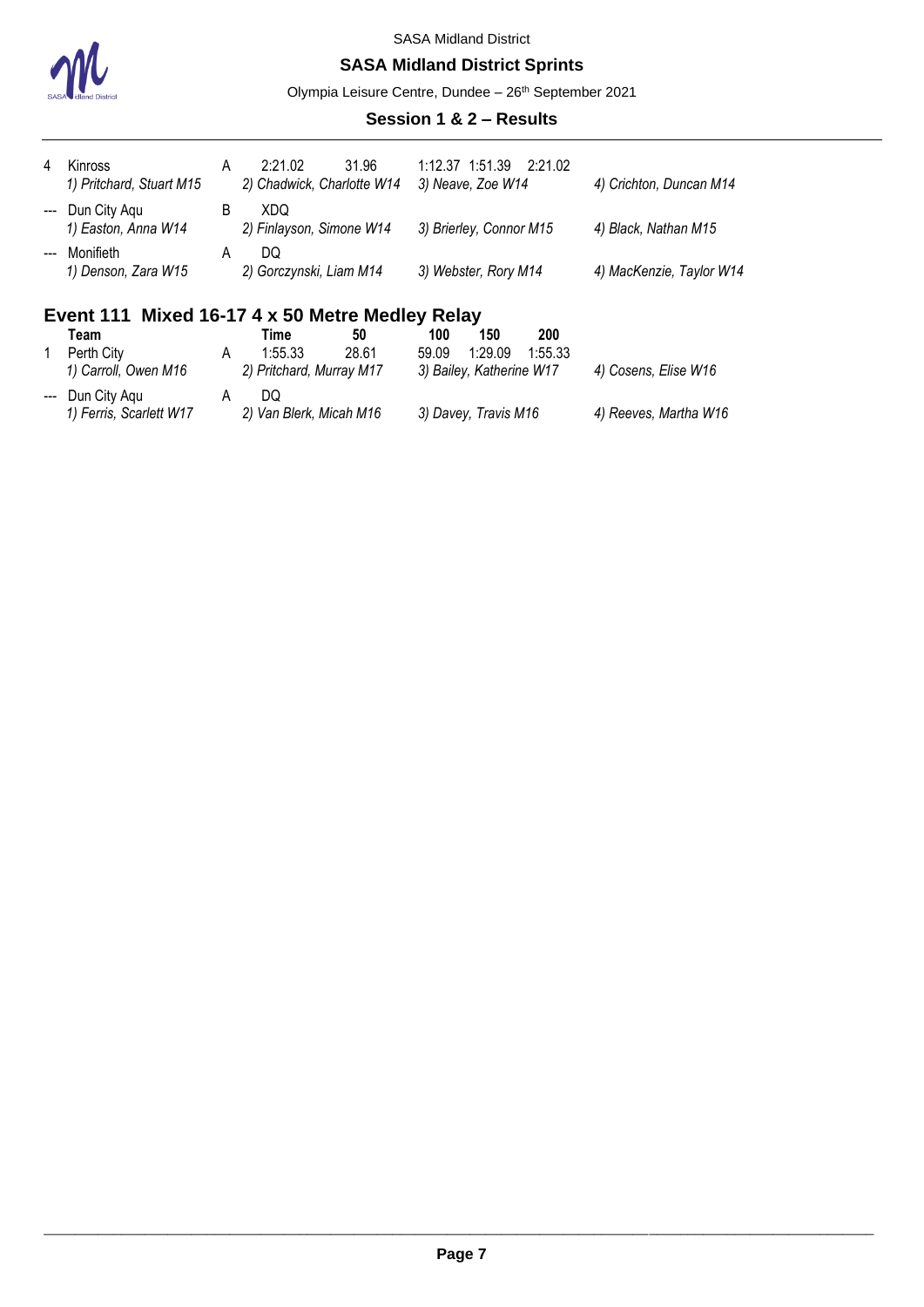| | Team | | Time | 50 | 100 | 150 | 200 | |
|---|---|---|---|---|---|---|---|---|
| 4 | Kinross | A | 2:21.02 | 31.96 | 1:12.37 | 1:51.39 | 2:21.02 | |
| | *1) Pritchard, Stuart M15* | | *2) Chadwick, Charlotte W14* | | *3) Neave, Zoe W14* | | | *4) Crichton, Duncan M14* |
| --- | Dun City Aqu | B | XDQ | | | | | |
| | *1) Easton, Anna W14* | | *2) Finlayson, Simone W14* | | *3) Brierley, Connor M15* | | | *4) Black, Nathan M15* |
| --- | Monifieth | A | DQ | | | | | |
| | *1) Denson, Zara W15* | | *2) Gorczynski, Liam M14* | | *3) Webster, Rory M14* | | | *4) MacKenzie, Taylor W14* |

## Event 111 Mixed 16-17 4 x 50 Metre Medley Relay

| | Team | | Time | 50 | 100 | 150 | 200 | |
|---|---|---|---|---|---|---|---|---|
| 1 | Perth City | A | 1:55.33 | 28.61 | 59.09 | 1:29.09 | 1:55.33 | |
| | *1) Carroll, Owen M16* | | *2) Pritchard, Murray M17* | | *3) Bailey, Katherine W17* | | | *4) Cosens, Elise W16* |
| --- | Dun City Aqu | A | DQ | | | | | |
| | *1) Ferris, Scarlett W17* | | *2) Van Blerk, Micah M16* | | *3) Davey, Travis M16* | | | *4) Reeves, Martha W16* |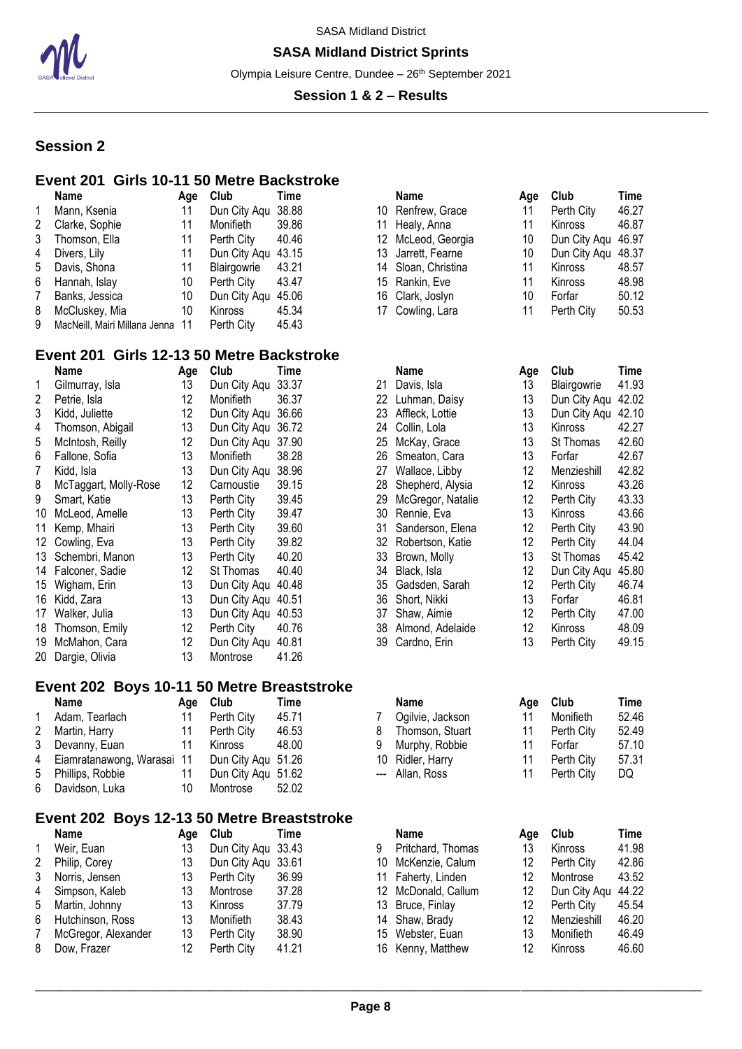## Session 2

### Event 201 Girls 10-11 50 Metre Backstroke

| | Name | Age | Club | Time |
|---|---|---|---|---|
| 1 | Mann, Ksenia | 11 | Dun City Aqu | 38.88 |
| 2 | Clarke, Sophie | 11 | Monifieth | 39.86 |
| 3 | Thomson, Ella | 11 | Perth City | 40.46 |
| 4 | Divers, Lily | 11 | Dun City Aqu | 43.15 |
| 5 | Davis, Shona | 11 | Blairgowrie | 43.21 |
| 6 | Hannah, Islay | 10 | Perth City | 43.47 |
| 7 | Banks, Jessica | 10 | Dun City Aqu | 45.06 |
| 8 | McCluskey, Mia | 10 | Kinross | 45.34 |
| 9 | MacNeill, Mairi Millana Jenna | 11 | Perth City | 45.43 |
| 10 | Renfrew, Grace | 11 | Perth City | 46.27 |
| 11 | Healy, Anna | 11 | Kinross | 46.87 |
| 12 | McLeod, Georgia | 10 | Dun City Aqu | 46.97 |
| 13 | Jarrett, Fearne | 10 | Dun City Aqu | 48.37 |
| 14 | Sloan, Christina | 11 | Kinross | 48.57 |
| 15 | Rankin, Eve | 11 | Kinross | 48.98 |
| 16 | Clark, Joslyn | 10 | Forfar | 50.12 |
| 17 | Cowling, Lara | 11 | Perth City | 50.53 |

### Event 201 Girls 12-13 50 Metre Backstroke

| | Name | Age | Club | Time |
|---|---|---|---|---|
| 1 | Gilmurray, Isla | 13 | Dun City Aqu | 33.37 |
| 2 | Petrie, Isla | 12 | Monifieth | 36.37 |
| 3 | Kidd, Juliette | 12 | Dun City Aqu | 36.66 |
| 4 | Thomson, Abigail | 13 | Dun City Aqu | 36.72 |
| 5 | McIntosh, Reilly | 12 | Dun City Aqu | 37.90 |
| 6 | Fallone, Sofia | 13 | Monifieth | 38.28 |
| 7 | Kidd, Isla | 13 | Dun City Aqu | 38.96 |
| 8 | McTaggart, Molly-Rose | 12 | Carnoustie | 39.15 |
| 9 | Smart, Katie | 13 | Perth City | 39.45 |
| 10 | McLeod, Amelle | 13 | Perth City | 39.47 |
| 11 | Kemp, Mhairi | 13 | Perth City | 39.60 |
| 12 | Cowling, Eva | 13 | Perth City | 39.82 |
| 13 | Schembri, Manon | 13 | Perth City | 40.20 |
| 14 | Falconer, Sadie | 12 | St Thomas | 40.40 |
| 15 | Wigham, Erin | 13 | Dun City Aqu | 40.48 |
| 16 | Kidd, Zara | 13 | Dun City Aqu | 40.51 |
| 17 | Walker, Julia | 13 | Dun City Aqu | 40.53 |
| 18 | Thomson, Emily | 12 | Perth City | 40.76 |
| 19 | McMahon, Cara | 12 | Dun City Aqu | 40.81 |
| 20 | Dargie, Olivia | 13 | Montrose | 41.26 |
| 21 | Davis, Isla | 13 | Blairgowrie | 41.93 |
| 22 | Luhman, Daisy | 13 | Dun City Aqu | 42.02 |
| 23 | Affleck, Lottie | 13 | Dun City Aqu | 42.10 |
| 24 | Collin, Lola | 13 | Kinross | 42.27 |
| 25 | McKay, Grace | 13 | St Thomas | 42.60 |
| 26 | Smeaton, Cara | 13 | Forfar | 42.67 |
| 27 | Wallace, Libby | 12 | Menzieshill | 42.82 |
| 28 | Shepherd, Alysia | 12 | Kinross | 43.26 |
| 29 | McGregor, Natalie | 12 | Perth City | 43.33 |
| 30 | Rennie, Eva | 13 | Kinross | 43.66 |
| 31 | Sanderson, Elena | 12 | Perth City | 43.90 |
| 32 | Robertson, Katie | 12 | Perth City | 44.04 |
| 33 | Brown, Molly | 13 | St Thomas | 45.42 |
| 34 | Black, Isla | 12 | Dun City Aqu | 45.80 |
| 35 | Gadsden, Sarah | 12 | Perth City | 46.74 |
| 36 | Short, Nikki | 13 | Forfar | 46.81 |
| 37 | Shaw, Aimie | 12 | Perth City | 47.00 |
| 38 | Almond, Adelaide | 12 | Kinross | 48.09 |
| 39 | Cardno, Erin | 13 | Perth City | 49.15 |

### Event 202 Boys 10-11 50 Metre Breaststroke

| | Name | Age | Club | Time |
|---|---|---|---|---|
| 1 | Adam, Tearlach | 11 | Perth City | 45.71 |
| 2 | Martin, Harry | 11 | Perth City | 46.53 |
| 3 | Devanny, Euan | 11 | Kinross | 48.00 |
| 4 | Eiamratanawong, Warasai | 11 | Dun City Aqu | 51.26 |
| 5 | Phillips, Robbie | 11 | Dun City Aqu | 51.62 |
| 6 | Davidson, Luka | 10 | Montrose | 52.02 |
| 7 | Ogilvie, Jackson | 11 | Monifieth | 52.46 |
| 8 | Thomson, Stuart | 11 | Perth City | 52.49 |
| 9 | Murphy, Robbie | 11 | Forfar | 57.10 |
| 10 | Ridler, Harry | 11 | Perth City | 57.31 |
| --- | Allan, Ross | 11 | Perth City | DQ |

### Event 202 Boys 12-13 50 Metre Breaststroke

| | Name | Age | Club | Time |
|---|---|---|---|---|
| 1 | Weir, Euan | 13 | Dun City Aqu | 33.43 |
| 2 | Philip, Corey | 13 | Dun City Aqu | 33.61 |
| 3 | Norris, Jensen | 13 | Perth City | 36.99 |
| 4 | Simpson, Kaleb | 13 | Montrose | 37.28 |
| 5 | Martin, Johnny | 13 | Kinross | 37.79 |
| 6 | Hutchinson, Ross | 13 | Monifieth | 38.43 |
| 7 | McGregor, Alexander | 13 | Perth City | 38.90 |
| 8 | Dow, Frazer | 12 | Perth City | 41.21 |
| 9 | Pritchard, Thomas | 13 | Kinross | 41.98 |
| 10 | McKenzie, Calum | 12 | Perth City | 42.86 |
| 11 | Faherty, Linden | 12 | Montrose | 43.52 |
| 12 | McDonald, Callum | 12 | Dun City Aqu | 44.22 |
| 13 | Bruce, Finlay | 12 | Perth City | 45.54 |
| 14 | Shaw, Brady | 12 | Menzieshill | 46.20 |
| 15 | Webster, Euan | 13 | Monifieth | 46.49 |
| 16 | Kenny, Matthew | 12 | Kinross | 46.60 |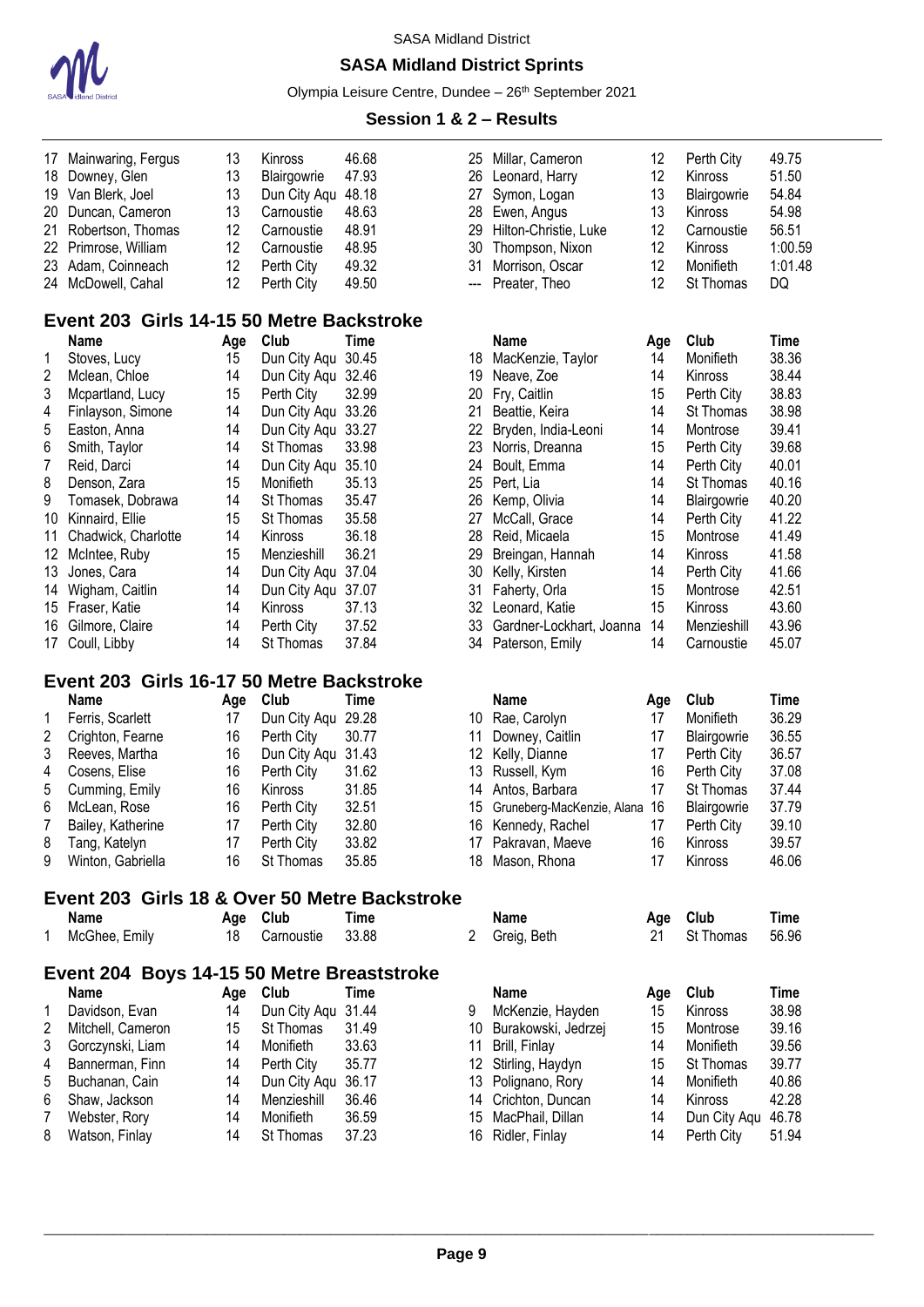SASA Midland District

## SASA Midland District Sprints

Olympia Leisure Centre, Dundee – 26th September 2021

### Session 1 & 2 – Results

| | Name | Age | Club | Time |
|---|---|---|---|---|
| 17 | Mainwaring, Fergus | 13 | Kinross | 46.68 |
| 18 | Downey, Glen | 13 | Blairgowrie | 47.93 |
| 19 | Van Blerk, Joel | 13 | Dun City Aqu | 48.18 |
| 20 | Duncan, Cameron | 13 | Carnoustie | 48.63 |
| 21 | Robertson, Thomas | 12 | Carnoustie | 48.91 |
| 22 | Primrose, William | 12 | Carnoustie | 48.95 |
| 23 | Adam, Coinneach | 12 | Perth City | 49.32 |
| 24 | McDowell, Cahal | 12 | Perth City | 49.50 |
| 25 | Millar, Cameron | 12 | Perth City | 49.75 |
| 26 | Leonard, Harry | 12 | Kinross | 51.50 |
| 27 | Symon, Logan | 13 | Blairgowrie | 54.84 |
| 28 | Ewen, Angus | 13 | Kinross | 54.98 |
| 29 | Hilton-Christie, Luke | 12 | Carnoustie | 56.51 |
| 30 | Thompson, Nixon | 12 | Kinross | 1:00.59 |
| 31 | Morrison, Oscar | 12 | Monifieth | 1:01.48 |
| --- | Preater, Theo | 12 | St Thomas | DQ |

## Event 203 Girls 14-15 50 Metre Backstroke

| | Name | Age | Club | Time |
|---|---|---|---|---|
| 1 | Stoves, Lucy | 15 | Dun City Aqu | 30.45 |
| 2 | Mclean, Chloe | 14 | Dun City Aqu | 32.46 |
| 3 | Mcpartland, Lucy | 15 | Perth City | 32.99 |
| 4 | Finlayson, Simone | 14 | Dun City Aqu | 33.26 |
| 5 | Easton, Anna | 14 | Dun City Aqu | 33.27 |
| 6 | Smith, Taylor | 14 | St Thomas | 33.98 |
| 7 | Reid, Darci | 14 | Dun City Aqu | 35.10 |
| 8 | Denson, Zara | 15 | Monifieth | 35.13 |
| 9 | Tomasek, Dobrawa | 14 | St Thomas | 35.47 |
| 10 | Kinnaird, Ellie | 15 | St Thomas | 35.58 |
| 11 | Chadwick, Charlotte | 14 | Kinross | 36.18 |
| 12 | McIntee, Ruby | 15 | Menzieshill | 36.21 |
| 13 | Jones, Cara | 14 | Dun City Aqu | 37.04 |
| 14 | Wigham, Caitlin | 14 | Dun City Aqu | 37.07 |
| 15 | Fraser, Katie | 14 | Kinross | 37.13 |
| 16 | Gilmore, Claire | 14 | Perth City | 37.52 |
| 17 | Coull, Libby | 14 | St Thomas | 37.84 |
| 18 | MacKenzie, Taylor | 14 | Monifieth | 38.36 |
| 19 | Neave, Zoe | 14 | Kinross | 38.44 |
| 20 | Fry, Caitlin | 15 | Perth City | 38.83 |
| 21 | Beattie, Keira | 14 | St Thomas | 38.98 |
| 22 | Bryden, India-Leoni | 14 | Montrose | 39.41 |
| 23 | Norris, Dreanna | 15 | Perth City | 39.68 |
| 24 | Boult, Emma | 14 | Perth City | 40.01 |
| 25 | Pert, Lia | 14 | St Thomas | 40.16 |
| 26 | Kemp, Olivia | 14 | Blairgowrie | 40.20 |
| 27 | McCall, Grace | 14 | Perth City | 41.22 |
| 28 | Reid, Micaela | 15 | Montrose | 41.49 |
| 29 | Breingan, Hannah | 14 | Kinross | 41.58 |
| 30 | Kelly, Kirsten | 14 | Perth City | 41.66 |
| 31 | Faherty, Orla | 15 | Montrose | 42.51 |
| 32 | Leonard, Katie | 15 | Kinross | 43.60 |
| 33 | Gardner-Lockhart, Joanna | 14 | Menzieshill | 43.96 |
| 34 | Paterson, Emily | 14 | Carnoustie | 45.07 |

## Event 203 Girls 16-17 50 Metre Backstroke

| | Name | Age | Club | Time |
|---|---|---|---|---|
| 1 | Ferris, Scarlett | 17 | Dun City Aqu | 29.28 |
| 2 | Crighton, Fearne | 16 | Perth City | 30.77 |
| 3 | Reeves, Martha | 16 | Dun City Aqu | 31.43 |
| 4 | Cosens, Elise | 16 | Perth City | 31.62 |
| 5 | Cumming, Emily | 16 | Kinross | 31.85 |
| 6 | McLean, Rose | 16 | Perth City | 32.51 |
| 7 | Bailey, Katherine | 17 | Perth City | 32.80 |
| 8 | Tang, Katelyn | 17 | Perth City | 33.82 |
| 9 | Winton, Gabriella | 16 | St Thomas | 35.85 |
| 10 | Rae, Carolyn | 17 | Monifieth | 36.29 |
| 11 | Downey, Caitlin | 17 | Blairgowrie | 36.55 |
| 12 | Kelly, Dianne | 17 | Perth City | 36.57 |
| 13 | Russell, Kym | 16 | Perth City | 37.08 |
| 14 | Antos, Barbara | 17 | St Thomas | 37.44 |
| 15 | Gruneberg-MacKenzie, Alana | 16 | Blairgowrie | 37.79 |
| 16 | Kennedy, Rachel | 17 | Perth City | 39.10 |
| 17 | Pakravan, Maeve | 16 | Kinross | 39.57 |
| 18 | Mason, Rhona | 17 | Kinross | 46.06 |

## Event 203 Girls 18 & Over 50 Metre Backstroke

| | Name | Age | Club | Time |
|---|---|---|---|---|
| 1 | McGhee, Emily | 18 | Carnoustie | 33.88 |
| 2 | Greig, Beth | 21 | St Thomas | 56.96 |

## Event 204 Boys 14-15 50 Metre Breaststroke

| | Name | Age | Club | Time |
|---|---|---|---|---|
| 1 | Davidson, Evan | 14 | Dun City Aqu | 31.44 |
| 2 | Mitchell, Cameron | 15 | St Thomas | 31.49 |
| 3 | Gorczynski, Liam | 14 | Monifieth | 33.63 |
| 4 | Bannerman, Finn | 14 | Perth City | 35.77 |
| 5 | Buchanan, Cain | 14 | Dun City Aqu | 36.17 |
| 6 | Shaw, Jackson | 14 | Menzieshill | 36.46 |
| 7 | Webster, Rory | 14 | Monifieth | 36.59 |
| 8 | Watson, Finlay | 14 | St Thomas | 37.23 |
| 9 | McKenzie, Hayden | 15 | Kinross | 38.98 |
| 10 | Burakowski, Jedrzej | 15 | Montrose | 39.16 |
| 11 | Brill, Finlay | 14 | Monifieth | 39.56 |
| 12 | Stirling, Haydyn | 15 | St Thomas | 39.77 |
| 13 | Polignano, Rory | 14 | Monifieth | 40.86 |
| 14 | Crichton, Duncan | 14 | Kinross | 42.28 |
| 15 | MacPhail, Dillan | 14 | Dun City Aqu | 46.78 |
| 16 | Ridler, Finlay | 14 | Perth City | 51.94 |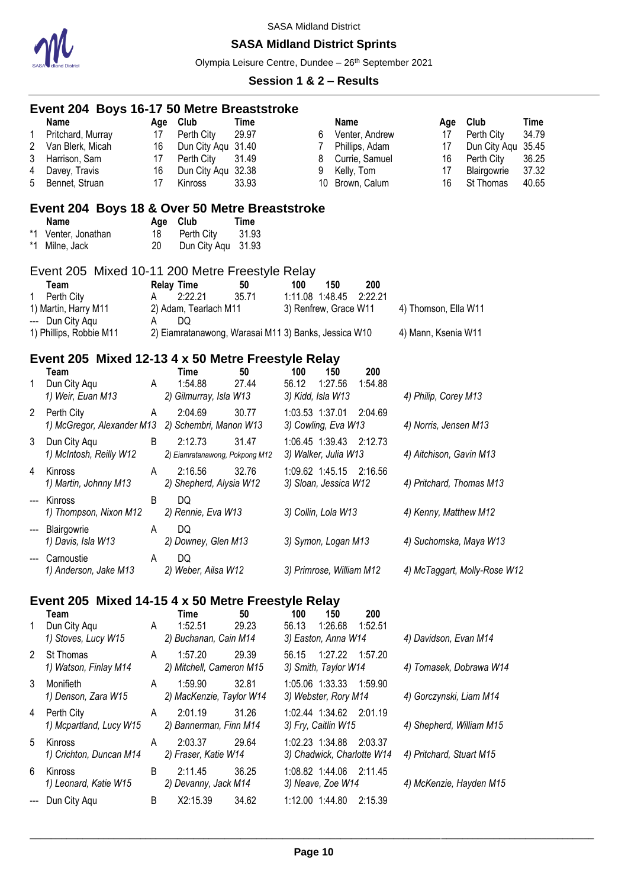SASA Midland District

**SASA Midland District Sprints**

Olympia Leisure Centre, Dundee – 26th September 2021

**Session 1 & 2 – Results**

## Event 204 Boys 16-17 50 Metre Breaststroke

| | Name | Age | Club | Time |
|---|---|---|---|---|
| 1 | Pritchard, Murray | 17 | Perth City | 29.97 |
| 2 | Van Blerk, Micah | 16 | Dun City Aqu | 31.40 |
| 3 | Harrison, Sam | 17 | Perth City | 31.49 |
| 4 | Davey, Travis | 16 | Dun City Aqu | 32.38 |
| 5 | Bennet, Struan | 17 | Kinross | 33.93 |
| 6 | Venter, Andrew | 17 | Perth City | 34.79 |
| 7 | Phillips, Adam | 17 | Dun City Aqu | 35.45 |
| 8 | Currie, Samuel | 16 | Perth City | 36.25 |
| 9 | Kelly, Tom | 17 | Blairgowrie | 37.32 |
| 10 | Brown, Calum | 16 | St Thomas | 40.65 |

## Event 204 Boys 18 & Over 50 Metre Breaststroke

| | Name | Age | Club | Time |
|---|---|---|---|---|
| *1 | Venter, Jonathan | 18 | Perth City | 31.93 |
| *1 | Milne, Jack | 20 | Dun City Aqu | 31.93 |

## Event 205 Mixed 10-11 200 Metre Freestyle Relay

| | Team | Relay | Time | 50 | 100 | 150 | 200 |
|---|---|---|---|---|---|---|---|
| 1 | Perth City | A | 2:22.21 | 35.71 | 1:11.08 | 1:48.45 | 2:22.21 |
| | 1) Martin, Harry M11 | 2) Adam, Tearlach M11 | | | 3) Renfrew, Grace W11 | | 4) Thomson, Ella W11 |
| --- | Dun City Aqu | A | DQ | | | | |
| | 1) Phillips, Robbie M11 | 2) Eiamratanawong, Warasai M11 | | | 3) Banks, Jessica W10 | | 4) Mann, Ksenia W11 |

## Event 205 Mixed 12-13 4 x 50 Metre Freestyle Relay

| | Team | | Time | 50 | 100 | 150 | 200 |
|---|---|---|---|---|---|---|---|
| 1 | Dun City Aqu | A | 1:54.88 | 27.44 | 56.12 | 1:27.56 | 1:54.88 |
| | *1) Weir, Euan M13* | *2) Gilmurray, Isla W13* | | | *3) Kidd, Isla W13* | | *4) Philip, Corey M13* |
| 2 | Perth City | A | 2:04.69 | 30.77 | 1:03.53 | 1:37.01 | 2:04.69 |
| | *1) McGregor, Alexander M13* | *2) Schembri, Manon W13* | | | *3) Cowling, Eva W13* | | *4) Norris, Jensen M13* |
| 3 | Dun City Aqu | B | 2:12.73 | 31.47 | 1:06.45 | 1:39.43 | 2:12.73 |
| | *1) McIntosh, Reilly W12* | *2) Eiamratanawong, Pokpong M12* | | | *3) Walker, Julia W13* | | *4) Aitchison, Gavin M13* |
| 4 | Kinross | A | 2:16.56 | 32.76 | 1:09.62 | 1:45.15 | 2:16.56 |
| | *1) Martin, Johnny M13* | *2) Shepherd, Alysia W12* | | | *3) Sloan, Jessica W12* | | *4) Pritchard, Thomas M13* |
| --- | Kinross | B | DQ | | | | |
| | *1) Thompson, Nixon M12* | *2) Rennie, Eva W13* | | | *3) Collin, Lola W13* | | *4) Kenny, Matthew M12* |
| --- | Blairgowrie | A | DQ | | | | |
| | *1) Davis, Isla W13* | *2) Downey, Glen M13* | | | *3) Symon, Logan M13* | | *4) Suchomska, Maya W13* |
| --- | Carnoustie | A | DQ | | | | |
| | *1) Anderson, Jake M13* | *2) Weber, Ailsa W12* | | | *3) Primrose, William M12* | | *4) McTaggart, Molly-Rose W12* |

## Event 205 Mixed 14-15 4 x 50 Metre Freestyle Relay

| | Team | | Time | 50 | 100 | 150 | 200 |
|---|---|---|---|---|---|---|---|
| 1 | Dun City Aqu | A | 1:52.51 | 29.23 | 56.13 | 1:26.68 | 1:52.51 |
| | *1) Stoves, Lucy W15* | *2) Buchanan, Cain M14* | | | *3) Easton, Anna W14* | | *4) Davidson, Evan M14* |
| 2 | St Thomas | A | 1:57.20 | 29.39 | 56.15 | 1:27.22 | 1:57.20 |
| | *1) Watson, Finlay M14* | *2) Mitchell, Cameron M15* | | | *3) Smith, Taylor W14* | | *4) Tomasek, Dobrawa W14* |
| 3 | Monifieth | A | 1:59.90 | 32.81 | 1:05.06 | 1:33.33 | 1:59.90 |
| | *1) Denson, Zara W15* | *2) MacKenzie, Taylor W14* | | | *3) Webster, Rory M14* | | *4) Gorczynski, Liam M14* |
| 4 | Perth City | A | 2:01.19 | 31.26 | 1:02.44 | 1:34.62 | 2:01.19 |
| | *1) Mcpartland, Lucy W15* | *2) Bannerman, Finn M14* | | | *3) Fry, Caitlin W15* | | *4) Shepherd, William M15* |
| 5 | Kinross | A | 2:03.37 | 29.64 | 1:02.23 | 1:34.88 | 2:03.37 |
| | *1) Crichton, Duncan M14* | *2) Fraser, Katie W14* | | | *3) Chadwick, Charlotte W14* | | *4) Pritchard, Stuart M15* |
| 6 | Kinross | B | 2:11.45 | 36.25 | 1:08.82 | 1:44.06 | 2:11.45 |
| | *1) Leonard, Katie W15* | *2) Devanny, Jack M14* | | | *3) Neave, Zoe W14* | | *4) McKenzie, Hayden M15* |
| --- | Dun City Aqu | B | X2:15.39 | 34.62 | 1:12.00 | 1:44.80 | 2:15.39 |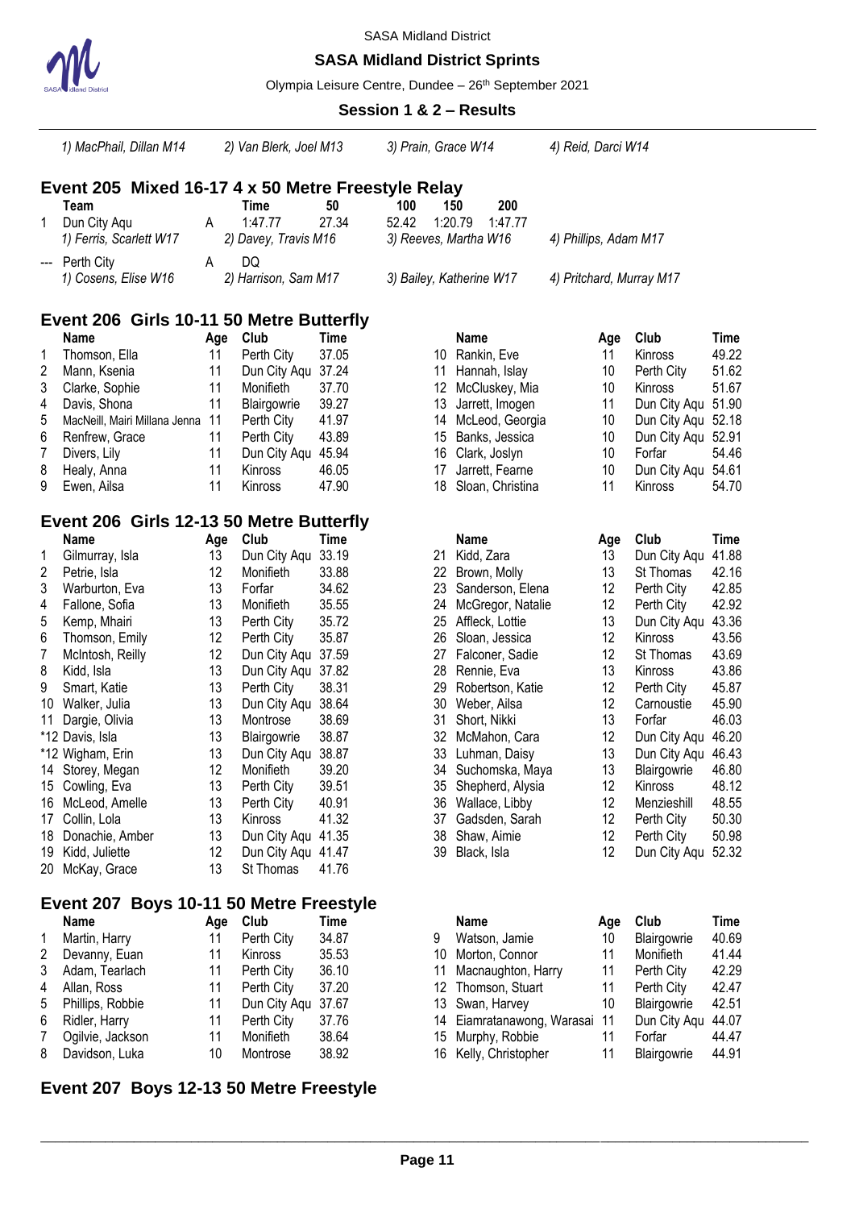1) MacPhail, Dillan M14 | 2) Van Blerk, Joel M13 | 3) Prain, Grace W14 | 4) Reid, Darci W14

## Event 205 Mixed 16-17 4 x 50 Metre Freestyle Relay

| | Team | | Time | 50 | 100 | 150 | 200 |
|---|---|---|---|---|---|---|---|
| 1 | Dun City Aqu | A | 1:47.77 | 27.34 | 52.42 | 1:20.79 | 1:47.77 |
| | 1) Ferris, Scarlett W17 | | 2) Davey, Travis M16 | | 3) Reeves, Martha W16 | | 4) Phillips, Adam M17 |
| --- | Perth City | A | DQ | | | | |
| | 1) Cosens, Elise W16 | | 2) Harrison, Sam M17 | | 3) Bailey, Katherine W17 | | 4) Pritchard, Murray M17 |

## Event 206 Girls 10-11 50 Metre Butterfly

| | Name | Age | Club | Time |
|---|---|---|---|---|
| 1 | Thomson, Ella | 11 | Perth City | 37.05 |
| 2 | Mann, Ksenia | 11 | Dun City Aqu | 37.24 |
| 3 | Clarke, Sophie | 11 | Monifieth | 37.70 |
| 4 | Davis, Shona | 11 | Blairgowrie | 39.27 |
| 5 | MacNeill, Mairi Millana Jenna | 11 | Perth City | 41.97 |
| 6 | Renfrew, Grace | 11 | Perth City | 43.89 |
| 7 | Divers, Lily | 11 | Dun City Aqu | 45.94 |
| 8 | Healy, Anna | 11 | Kinross | 46.05 |
| 9 | Ewen, Ailsa | 11 | Kinross | 47.90 |
| 10 | Rankin, Eve | 11 | Kinross | 49.22 |
| 11 | Hannah, Islay | 10 | Perth City | 51.62 |
| 12 | McCluskey, Mia | 10 | Kinross | 51.67 |
| 13 | Jarrett, Imogen | 11 | Dun City Aqu | 51.90 |
| 14 | McLeod, Georgia | 10 | Dun City Aqu | 52.18 |
| 15 | Banks, Jessica | 10 | Dun City Aqu | 52.91 |
| 16 | Clark, Joslyn | 10 | Forfar | 54.46 |
| 17 | Jarrett, Fearne | 10 | Dun City Aqu | 54.61 |
| 18 | Sloan, Christina | 11 | Kinross | 54.70 |

## Event 206 Girls 12-13 50 Metre Butterfly

| | Name | Age | Club | Time |
|---|---|---|---|---|
| 1 | Gilmurray, Isla | 13 | Dun City Aqu | 33.19 |
| 2 | Petrie, Isla | 12 | Monifieth | 33.88 |
| 3 | Warburton, Eva | 13 | Forfar | 34.62 |
| 4 | Fallone, Sofia | 13 | Monifieth | 35.55 |
| 5 | Kemp, Mhairi | 13 | Perth City | 35.72 |
| 6 | Thomson, Emily | 12 | Perth City | 35.87 |
| 7 | McIntosh, Reilly | 12 | Dun City Aqu | 37.59 |
| 8 | Kidd, Isla | 13 | Dun City Aqu | 37.82 |
| 9 | Smart, Katie | 13 | Perth City | 38.31 |
| 10 | Walker, Julia | 13 | Dun City Aqu | 38.64 |
| 11 | Dargie, Olivia | 13 | Montrose | 38.69 |
| *12 | Davis, Isla | 13 | Blairgowrie | 38.87 |
| *12 | Wigham, Erin | 13 | Dun City Aqu | 38.87 |
| 14 | Storey, Megan | 12 | Monifieth | 39.20 |
| 15 | Cowling, Eva | 13 | Perth City | 39.51 |
| 16 | McLeod, Amelle | 13 | Perth City | 40.91 |
| 17 | Collin, Lola | 13 | Kinross | 41.32 |
| 18 | Donachie, Amber | 13 | Dun City Aqu | 41.35 |
| 19 | Kidd, Juliette | 12 | Dun City Aqu | 41.47 |
| 20 | McKay, Grace | 13 | St Thomas | 41.76 |
| 21 | Kidd, Zara | 13 | Dun City Aqu | 41.88 |
| 22 | Brown, Molly | 13 | St Thomas | 42.16 |
| 23 | Sanderson, Elena | 12 | Perth City | 42.85 |
| 24 | McGregor, Natalie | 12 | Perth City | 42.92 |
| 25 | Affleck, Lottie | 13 | Dun City Aqu | 43.36 |
| 26 | Sloan, Jessica | 12 | Kinross | 43.56 |
| 27 | Falconer, Sadie | 12 | St Thomas | 43.69 |
| 28 | Rennie, Eva | 13 | Kinross | 43.86 |
| 29 | Robertson, Katie | 12 | Perth City | 45.87 |
| 30 | Weber, Ailsa | 12 | Carnoustie | 45.90 |
| 31 | Short, Nikki | 13 | Forfar | 46.03 |
| 32 | McMahon, Cara | 12 | Dun City Aqu | 46.20 |
| 33 | Luhman, Daisy | 13 | Dun City Aqu | 46.43 |
| 34 | Suchomska, Maya | 13 | Blairgowrie | 46.80 |
| 35 | Shepherd, Alysia | 12 | Kinross | 48.12 |
| 36 | Wallace, Libby | 12 | Menzieshill | 48.55 |
| 37 | Gadsden, Sarah | 12 | Perth City | 50.30 |
| 38 | Shaw, Aimie | 12 | Perth City | 50.98 |
| 39 | Black, Isla | 12 | Dun City Aqu | 52.32 |

## Event 207 Boys 10-11 50 Metre Freestyle

| | Name | Age | Club | Time |
|---|---|---|---|---|
| 1 | Martin, Harry | 11 | Perth City | 34.87 |
| 2 | Devanny, Euan | 11 | Kinross | 35.53 |
| 3 | Adam, Tearlach | 11 | Perth City | 36.10 |
| 4 | Allan, Ross | 11 | Perth City | 37.20 |
| 5 | Phillips, Robbie | 11 | Dun City Aqu | 37.67 |
| 6 | Ridler, Harry | 11 | Perth City | 37.76 |
| 7 | Ogilvie, Jackson | 11 | Monifieth | 38.64 |
| 8 | Davidson, Luka | 10 | Montrose | 38.92 |
| 9 | Watson, Jamie | 10 | Blairgowrie | 40.69 |
| 10 | Morton, Connor | 11 | Monifieth | 41.44 |
| 11 | Macnaughton, Harry | 11 | Perth City | 42.29 |
| 12 | Thomson, Stuart | 11 | Perth City | 42.47 |
| 13 | Swan, Harvey | 10 | Blairgowrie | 42.51 |
| 14 | Eiamratanawong, Warasai | 11 | Dun City Aqu | 44.07 |
| 15 | Murphy, Robbie | 11 | Forfar | 44.47 |
| 16 | Kelly, Christopher | 11 | Blairgowrie | 44.91 |

## Event 207 Boys 12-13 50 Metre Freestyle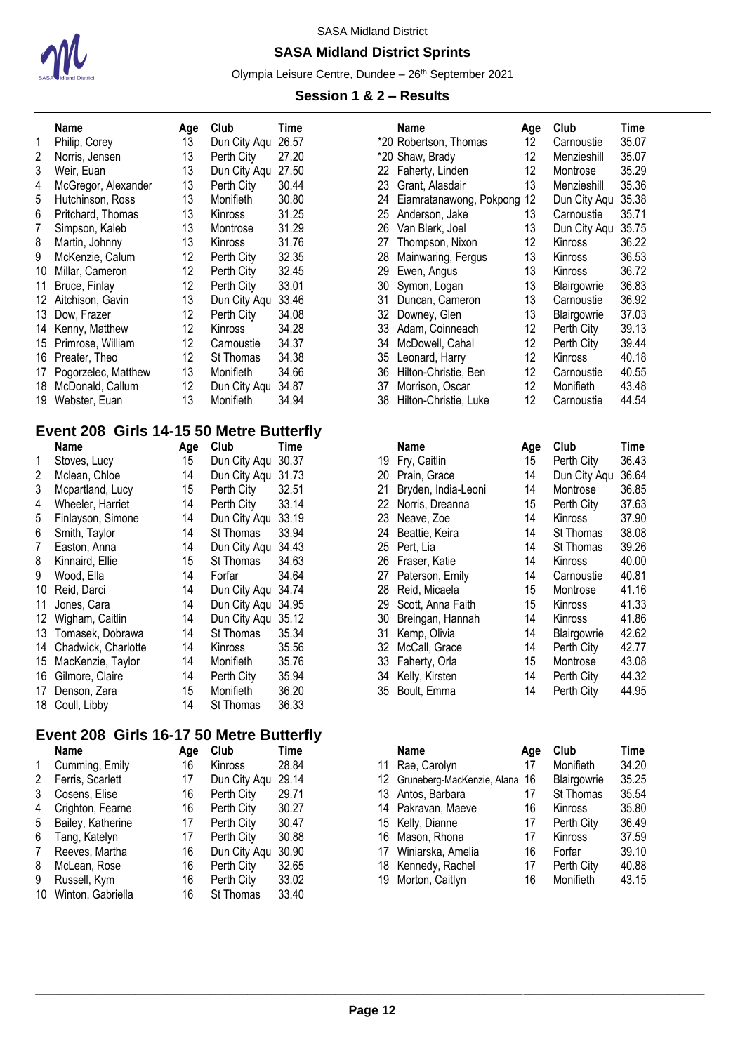SASA Midland District

## SASA Midland District Sprints

Olympia Leisure Centre, Dundee – 26th September 2021

### Session 1 & 2 – Results

| | Name | Age | Club | Time |
|---|---|---|---|---|
| 1 | Philip, Corey | 13 | Dun City Aqu | 26.57 |
| 2 | Norris, Jensen | 13 | Perth City | 27.20 |
| 3 | Weir, Euan | 13 | Dun City Aqu | 27.50 |
| 4 | McGregor, Alexander | 13 | Perth City | 30.44 |
| 5 | Hutchinson, Ross | 13 | Monifieth | 30.80 |
| 6 | Pritchard, Thomas | 13 | Kinross | 31.25 |
| 7 | Simpson, Kaleb | 13 | Montrose | 31.29 |
| 8 | Martin, Johnny | 13 | Kinross | 31.76 |
| 9 | McKenzie, Calum | 12 | Perth City | 32.35 |
| 10 | Millar, Cameron | 12 | Perth City | 32.45 |
| 11 | Bruce, Finlay | 12 | Perth City | 33.01 |
| 12 | Aitchison, Gavin | 13 | Dun City Aqu | 33.46 |
| 13 | Dow, Frazer | 12 | Perth City | 34.08 |
| 14 | Kenny, Matthew | 12 | Kinross | 34.28 |
| 15 | Primrose, William | 12 | Carnoustie | 34.37 |
| 16 | Preater, Theo | 12 | St Thomas | 34.38 |
| 17 | Pogorzelec, Matthew | 13 | Monifieth | 34.66 |
| 18 | McDonald, Callum | 12 | Dun City Aqu | 34.87 |
| 19 | Webster, Euan | 13 | Monifieth | 34.94 |
| *20 | Robertson, Thomas | 12 | Carnoustie | 35.07 |
| *20 | Shaw, Brady | 12 | Menzieshill | 35.07 |
| 22 | Faherty, Linden | 12 | Montrose | 35.29 |
| 23 | Grant, Alasdair | 13 | Menzieshill | 35.36 |
| 24 | Eiamratanawong, Pokpong | 12 | Dun City Aqu | 35.38 |
| 25 | Anderson, Jake | 13 | Carnoustie | 35.71 |
| 26 | Van Blerk, Joel | 13 | Dun City Aqu | 35.75 |
| 27 | Thompson, Nixon | 12 | Kinross | 36.22 |
| 28 | Mainwaring, Fergus | 13 | Kinross | 36.53 |
| 29 | Ewen, Angus | 13 | Kinross | 36.72 |
| 30 | Symon, Logan | 13 | Blairgowrie | 36.83 |
| 31 | Duncan, Cameron | 13 | Carnoustie | 36.92 |
| 32 | Downey, Glen | 13 | Blairgowrie | 37.03 |
| 33 | Adam, Coinneach | 12 | Perth City | 39.13 |
| 34 | McDowell, Cahal | 12 | Perth City | 39.44 |
| 35 | Leonard, Harry | 12 | Kinross | 40.18 |
| 36 | Hilton-Christie, Ben | 12 | Carnoustie | 40.55 |
| 37 | Morrison, Oscar | 12 | Monifieth | 43.48 |
| 38 | Hilton-Christie, Luke | 12 | Carnoustie | 44.54 |

## Event 208 Girls 14-15 50 Metre Butterfly

| | Name | Age | Club | Time |
|---|---|---|---|---|
| 1 | Stoves, Lucy | 15 | Dun City Aqu | 30.37 |
| 2 | Mclean, Chloe | 14 | Dun City Aqu | 31.73 |
| 3 | Mcpartland, Lucy | 15 | Perth City | 32.51 |
| 4 | Wheeler, Harriet | 14 | Perth City | 33.14 |
| 5 | Finlayson, Simone | 14 | Dun City Aqu | 33.19 |
| 6 | Smith, Taylor | 14 | St Thomas | 33.94 |
| 7 | Easton, Anna | 14 | Dun City Aqu | 34.43 |
| 8 | Kinnaird, Ellie | 15 | St Thomas | 34.63 |
| 9 | Wood, Ella | 14 | Forfar | 34.64 |
| 10 | Reid, Darci | 14 | Dun City Aqu | 34.74 |
| 11 | Jones, Cara | 14 | Dun City Aqu | 34.95 |
| 12 | Wigham, Caitlin | 14 | Dun City Aqu | 35.12 |
| 13 | Tomasek, Dobrawa | 14 | St Thomas | 35.34 |
| 14 | Chadwick, Charlotte | 14 | Kinross | 35.56 |
| 15 | MacKenzie, Taylor | 14 | Monifieth | 35.76 |
| 16 | Gilmore, Claire | 14 | Perth City | 35.94 |
| 17 | Denson, Zara | 15 | Monifieth | 36.20 |
| 18 | Coull, Libby | 14 | St Thomas | 36.33 |
| 19 | Fry, Caitlin | 15 | Perth City | 36.43 |
| 20 | Prain, Grace | 14 | Dun City Aqu | 36.64 |
| 21 | Bryden, India-Leoni | 14 | Montrose | 36.85 |
| 22 | Norris, Dreanna | 15 | Perth City | 37.63 |
| 23 | Neave, Zoe | 14 | Kinross | 37.90 |
| 24 | Beattie, Keira | 14 | St Thomas | 38.08 |
| 25 | Pert, Lia | 14 | St Thomas | 39.26 |
| 26 | Fraser, Katie | 14 | Kinross | 40.00 |
| 27 | Paterson, Emily | 14 | Carnoustie | 40.81 |
| 28 | Reid, Micaela | 15 | Montrose | 41.16 |
| 29 | Scott, Anna Faith | 15 | Kinross | 41.33 |
| 30 | Breingan, Hannah | 14 | Kinross | 41.86 |
| 31 | Kemp, Olivia | 14 | Blairgowrie | 42.62 |
| 32 | McCall, Grace | 14 | Perth City | 42.77 |
| 33 | Faherty, Orla | 15 | Montrose | 43.08 |
| 34 | Kelly, Kirsten | 14 | Perth City | 44.32 |
| 35 | Boult, Emma | 14 | Perth City | 44.95 |

## Event 208 Girls 16-17 50 Metre Butterfly

| | Name | Age | Club | Time |
|---|---|---|---|---|
| 1 | Cumming, Emily | 16 | Kinross | 28.84 |
| 2 | Ferris, Scarlett | 17 | Dun City Aqu | 29.14 |
| 3 | Cosens, Elise | 16 | Perth City | 29.71 |
| 4 | Crighton, Fearne | 16 | Perth City | 30.27 |
| 5 | Bailey, Katherine | 17 | Perth City | 30.47 |
| 6 | Tang, Katelyn | 17 | Perth City | 30.88 |
| 7 | Reeves, Martha | 16 | Dun City Aqu | 30.90 |
| 8 | McLean, Rose | 16 | Perth City | 32.65 |
| 9 | Russell, Kym | 16 | Perth City | 33.02 |
| 10 | Winton, Gabriella | 16 | St Thomas | 33.40 |
| 11 | Rae, Carolyn | 17 | Monifieth | 34.20 |
| 12 | Gruneberg-MacKenzie, Alana | 16 | Blairgowrie | 35.25 |
| 13 | Antos, Barbara | 17 | St Thomas | 35.54 |
| 14 | Pakravan, Maeve | 16 | Kinross | 35.80 |
| 15 | Kelly, Dianne | 17 | Perth City | 36.49 |
| 16 | Mason, Rhona | 17 | Kinross | 37.59 |
| 17 | Winiarska, Amelia | 16 | Forfar | 39.10 |
| 18 | Kennedy, Rachel | 17 | Perth City | 40.88 |
| 19 | Morton, Caitlyn | 16 | Monifieth | 43.15 |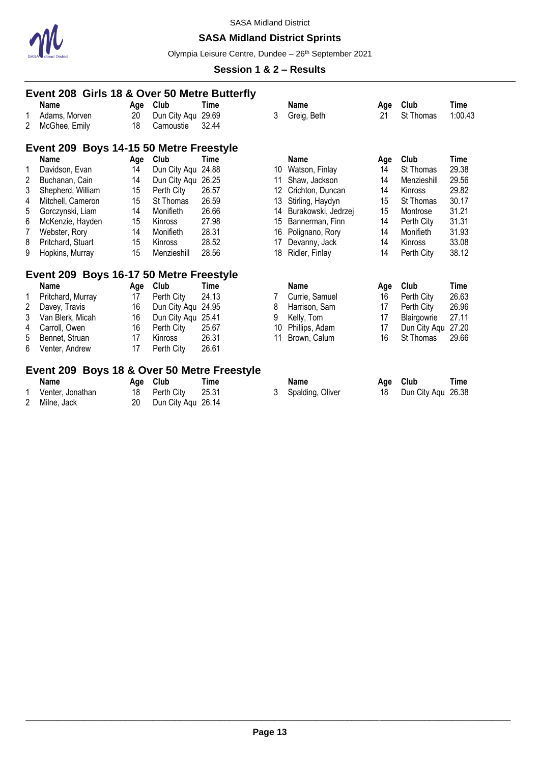# SASA Midland District Sprints

Olympia Leisure Centre, Dundee – 26th September 2021

## Session 1 & 2 – Results

### Event 208 Girls 18 & Over 50 Metre Butterfly

| | Name | Age | Club | Time |
|---|---|---|---|---|
| 1 | Adams, Morven | 20 | Dun City Aqu | 29.69 |
| 2 | McGhee, Emily | 18 | Carnoustie | 32.44 |
| 3 | Greig, Beth | 21 | St Thomas | 1:00.43 |

### Event 209 Boys 14-15 50 Metre Freestyle

| | Name | Age | Club | Time |
|---|---|---|---|---|
| 1 | Davidson, Evan | 14 | Dun City Aqu | 24.88 |
| 2 | Buchanan, Cain | 14 | Dun City Aqu | 26.25 |
| 3 | Shepherd, William | 15 | Perth City | 26.57 |
| 4 | Mitchell, Cameron | 15 | St Thomas | 26.59 |
| 5 | Gorczynski, Liam | 14 | Monifieth | 26.66 |
| 6 | McKenzie, Hayden | 15 | Kinross | 27.98 |
| 7 | Webster, Rory | 14 | Monifieth | 28.31 |
| 8 | Pritchard, Stuart | 15 | Kinross | 28.52 |
| 9 | Hopkins, Murray | 15 | Menzieshill | 28.56 |
| 10 | Watson, Finlay | 14 | St Thomas | 29.38 |
| 11 | Shaw, Jackson | 14 | Menzieshill | 29.56 |
| 12 | Crichton, Duncan | 14 | Kinross | 29.82 |
| 13 | Stirling, Haydyn | 15 | St Thomas | 30.17 |
| 14 | Burakowski, Jedrzej | 15 | Montrose | 31.21 |
| 15 | Bannerman, Finn | 14 | Perth City | 31.31 |
| 16 | Polignano, Rory | 14 | Monifieth | 31.93 |
| 17 | Devanny, Jack | 14 | Kinross | 33.08 |
| 18 | Ridler, Finlay | 14 | Perth City | 38.12 |

### Event 209 Boys 16-17 50 Metre Freestyle

| | Name | Age | Club | Time |
|---|---|---|---|---|
| 1 | Pritchard, Murray | 17 | Perth City | 24.13 |
| 2 | Davey, Travis | 16 | Dun City Aqu | 24.95 |
| 3 | Van Blerk, Micah | 16 | Dun City Aqu | 25.41 |
| 4 | Carroll, Owen | 16 | Perth City | 25.67 |
| 5 | Bennet, Struan | 17 | Kinross | 26.31 |
| 6 | Venter, Andrew | 17 | Perth City | 26.61 |
| 7 | Currie, Samuel | 16 | Perth City | 26.63 |
| 8 | Harrison, Sam | 17 | Perth City | 26.96 |
| 9 | Kelly, Tom | 17 | Blairgowrie | 27.11 |
| 10 | Phillips, Adam | 17 | Dun City Aqu | 27.20 |
| 11 | Brown, Calum | 16 | St Thomas | 29.66 |

### Event 209 Boys 18 & Over 50 Metre Freestyle

| | Name | Age | Club | Time |
|---|---|---|---|---|
| 1 | Venter, Jonathan | 18 | Perth City | 25.31 |
| 2 | Milne, Jack | 20 | Dun City Aqu | 26.14 |
| 3 | Spalding, Oliver | 18 | Dun City Aqu | 26.38 |